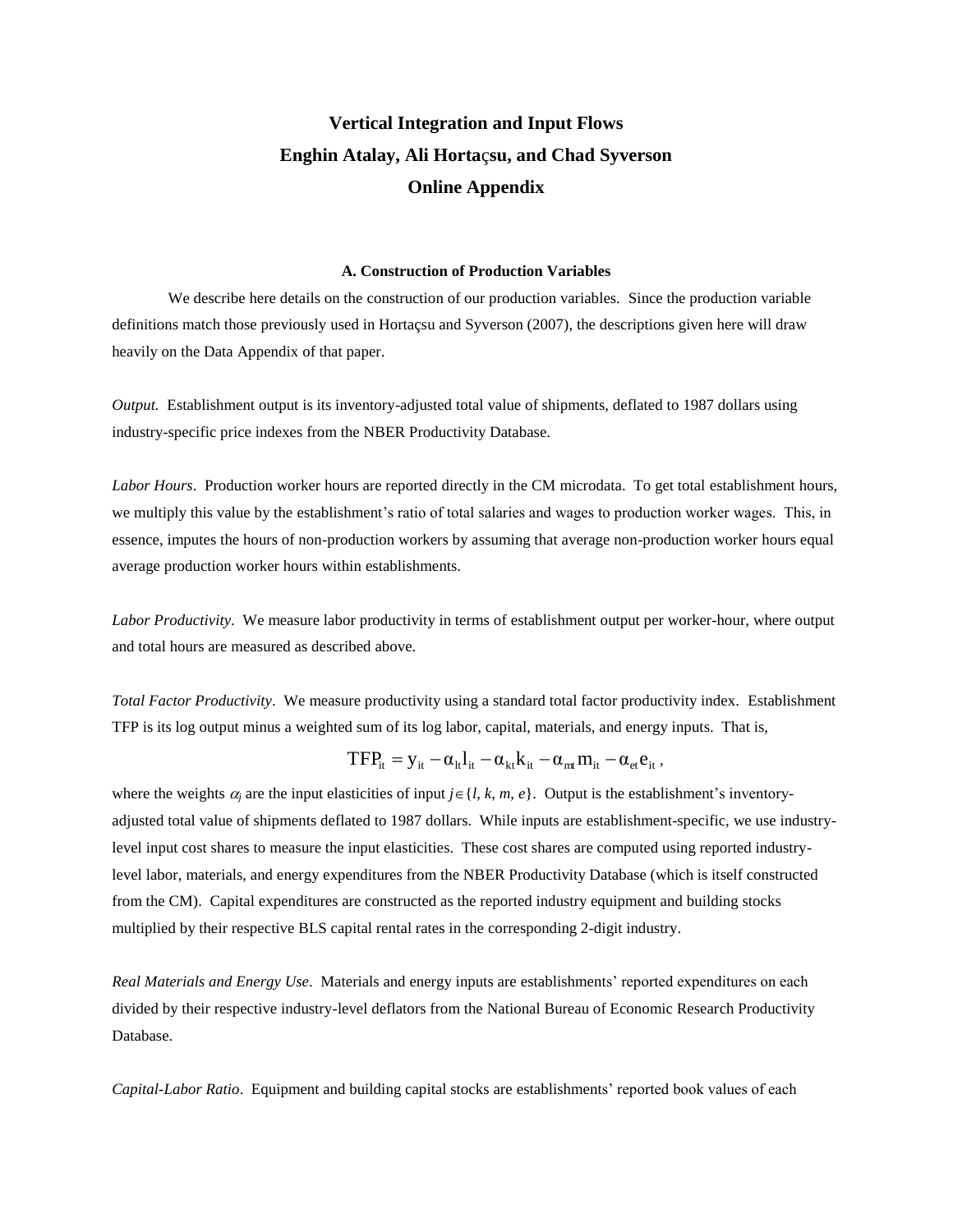# Vertical Integration and Input Flows

## Enghin Atalay, Ali Hortaçsu, and Chad Syverson

## Online Appendix

### A. Construction of Production Variables

We describe here details on the construction of our production variables. Since the production variable definitions match those previously used in Hortaçsu and Syverson (2007), the descriptions given here will draw heavily on the Data Appendix of that paper.

*Output.* Establishment output is its inventory-adjusted total value of shipments, deflated to 1987 dollars using industry-specific price indexes from the NBER Productivity Database.

*Labor Hours*. Production worker hours are reported directly in the CM microdata. To get total establishment hours, we multiply this value by the establishment's ratio of total salaries and wages to production worker wages. This, in essence, imputes the hours of non-production workers by assuming that average non-production worker hours equal average production worker hours within establishments.

*Labor Productivity*. We measure labor productivity in terms of establishment output per worker-hour, where output and total hours are measured as described above.

*Total Factor Productivity*. We measure productivity using a standard total factor productivity index. Establishment TFP is its log output minus a weighted sum of its log labor, capital, materials, and energy inputs. That is,

$$\mathrm{TFP}_{it} = y_{it} - \alpha_{lt} l_{it} - \alpha_{kt} k_{it} - \alpha_{mt} m_{it} - \alpha_{et} e_{it} \, ,$$

where the weights $\alpha_j$ are the input elasticities of input $j \in \{l, k, m, e\}$. Output is the establishment's inventory-adjusted total value of shipments deflated to 1987 dollars. While inputs are establishment-specific, we use industry-level input cost shares to measure the input elasticities. These cost shares are computed using reported industry-level labor, materials, and energy expenditures from the NBER Productivity Database (which is itself constructed from the CM). Capital expenditures are constructed as the reported industry equipment and building stocks multiplied by their respective BLS capital rental rates in the corresponding 2-digit industry.

*Real Materials and Energy Use*. Materials and energy inputs are establishments' reported expenditures on each divided by their respective industry-level deflators from the National Bureau of Economic Research Productivity Database.

*Capital-Labor Ratio*. Equipment and building capital stocks are establishments' reported book values of each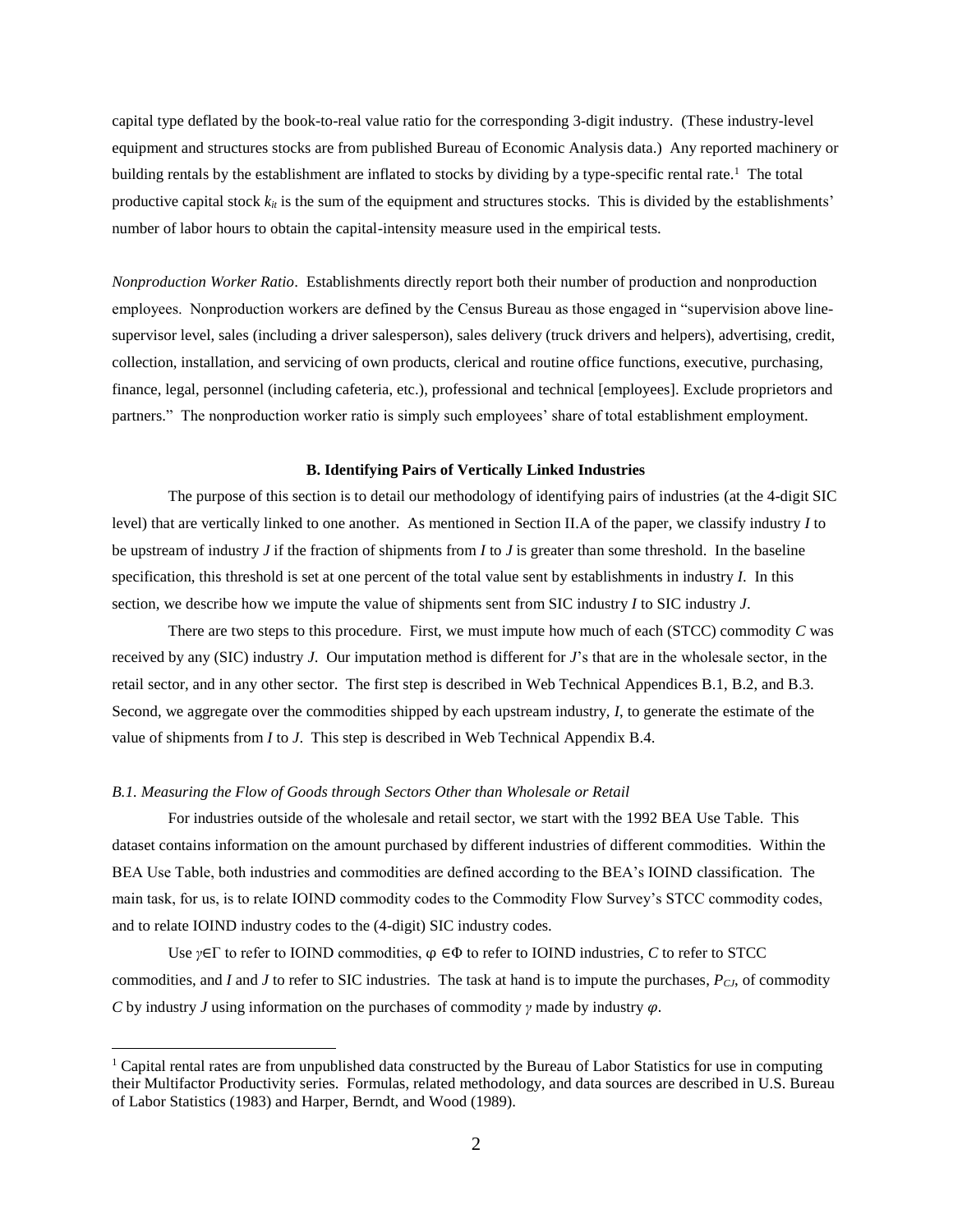capital type deflated by the book-to-real value ratio for the corresponding 3-digit industry. (These industry-level equipment and structures stocks are from published Bureau of Economic Analysis data.) Any reported machinery or building rentals by the establishment are inflated to stocks by dividing by a type-specific rental rate.[1] The total productive capital stock $k_{it}$ is the sum of the equipment and structures stocks. This is divided by the establishments' number of labor hours to obtain the capital-intensity measure used in the empirical tests.

*Nonproduction Worker Ratio*. Establishments directly report both their number of production and nonproduction employees. Nonproduction workers are defined by the Census Bureau as those engaged in "supervision above line-supervisor level, sales (including a driver salesperson), sales delivery (truck drivers and helpers), advertising, credit, collection, installation, and servicing of own products, clerical and routine office functions, executive, purchasing, finance, legal, personnel (including cafeteria, etc.), professional and technical [employees]. Exclude proprietors and partners." The nonproduction worker ratio is simply such employees' share of total establishment employment.

### B. Identifying Pairs of Vertically Linked Industries

The purpose of this section is to detail our methodology of identifying pairs of industries (at the 4-digit SIC level) that are vertically linked to one another. As mentioned in Section II.A of the paper, we classify industry *I* to be upstream of industry *J* if the fraction of shipments from *I* to *J* is greater than some threshold. In the baseline specification, this threshold is set at one percent of the total value sent by establishments in industry *I*. In this section, we describe how we impute the value of shipments sent from SIC industry *I* to SIC industry *J*.

There are two steps to this procedure. First, we must impute how much of each (STCC) commodity *C* was received by any (SIC) industry *J*. Our imputation method is different for *J*'s that are in the wholesale sector, in the retail sector, and in any other sector. The first step is described in Web Technical Appendices B.1, B.2, and B.3. Second, we aggregate over the commodities shipped by each upstream industry, *I*, to generate the estimate of the value of shipments from *I* to *J*. This step is described in Web Technical Appendix B.4.

#### *B.1. Measuring the Flow of Goods through Sectors Other than Wholesale or Retail*

For industries outside of the wholesale and retail sector, we start with the 1992 BEA Use Table. This dataset contains information on the amount purchased by different industries of different commodities. Within the BEA Use Table, both industries and commodities are defined according to the BEA's IOIND classification. The main task, for us, is to relate IOIND commodity codes to the Commodity Flow Survey's STCC commodity codes, and to relate IOIND industry codes to the (4-digit) SIC industry codes.

Use $\gamma \in \Gamma$ to refer to IOIND commodities, $\varphi \in \Phi$ to refer to IOIND industries, $C$ to refer to STCC commodities, and $I$ and $J$ to refer to SIC industries. The task at hand is to impute the purchases, $P_{CJ}$, of commodity $C$ by industry $J$ using information on the purchases of commodity $\gamma$ made by industry $\varphi$.

---

[1] Capital rental rates are from unpublished data constructed by the Bureau of Labor Statistics for use in computing their Multifactor Productivity series. Formulas, related methodology, and data sources are described in U.S. Bureau of Labor Statistics (1983) and Harper, Berndt, and Wood (1989).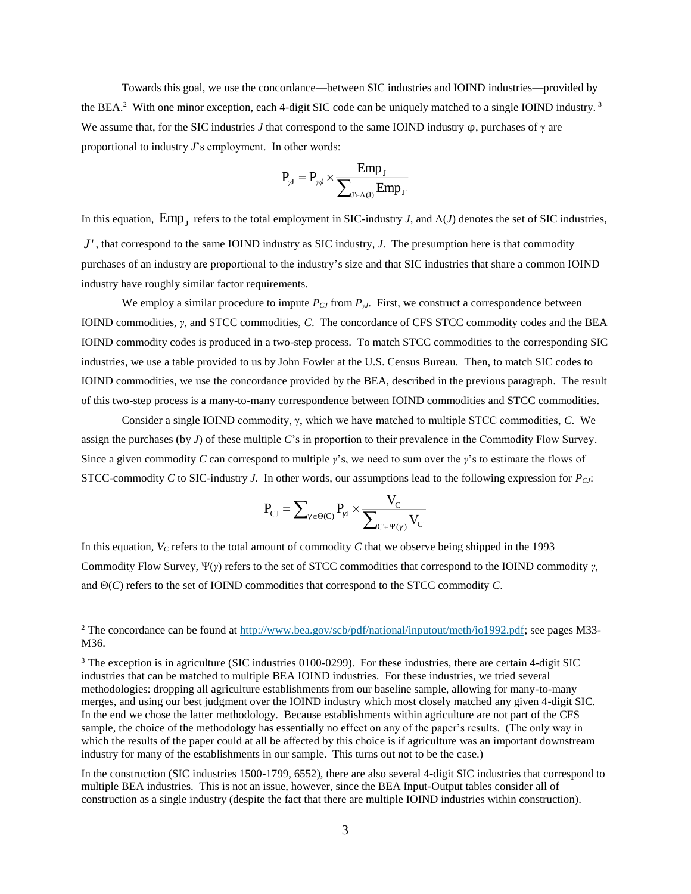Towards this goal, we use the concordance—between SIC industries and IOIND industries—provided by the BEA.[2] With one minor exception, each 4-digit SIC code can be uniquely matched to a single IOIND industry.[3] We assume that, for the SIC industries *J* that correspond to the same IOIND industry φ, purchases of γ are proportional to industry *J*'s employment. In other words:

$$P_{\gamma J} = P_{\gamma \phi} \times \frac{\text{Emp}_J}{\sum_{J' \in \Lambda(J)} \text{Emp}_{J'}}$$

In this equation, $\text{Emp}_J$ refers to the total employment in SIC-industry *J*, and Λ(*J*) denotes the set of SIC industries, $J'$, that correspond to the same IOIND industry as SIC industry, *J*. The presumption here is that commodity purchases of an industry are proportional to the industry's size and that SIC industries that share a common IOIND industry have roughly similar factor requirements.

We employ a similar procedure to impute $P_{CJ}$ from $P_{\gamma J}$. First, we construct a correspondence between IOIND commodities, *γ*, and STCC commodities, *C*. The concordance of CFS STCC commodity codes and the BEA IOIND commodity codes is produced in a two-step process. To match STCC commodities to the corresponding SIC industries, we use a table provided to us by John Fowler at the U.S. Census Bureau. Then, to match SIC codes to IOIND commodities, we use the concordance provided by the BEA, described in the previous paragraph. The result of this two-step process is a many-to-many correspondence between IOIND commodities and STCC commodities.

Consider a single IOIND commodity, γ, which we have matched to multiple STCC commodities, *C*. We assign the purchases (by *J*) of these multiple *C*'s in proportion to their prevalence in the Commodity Flow Survey. Since a given commodity *C* can correspond to multiple *γ*'s, we need to sum over the *γ*'s to estimate the flows of STCC-commodity *C* to SIC-industry *J*. In other words, our assumptions lead to the following expression for $P_{CJ}$:

$$P_{CJ} = \sum_{\gamma \in \Theta(C)} P_{\gamma J} \times \frac{V_C}{\sum_{C' \in \Psi(\gamma)} V_{C'}}$$

In this equation, $V_C$ refers to the total amount of commodity *C* that we observe being shipped in the 1993 Commodity Flow Survey, Ψ(*γ*) refers to the set of STCC commodities that correspond to the IOIND commodity *γ*, and Θ(*C*) refers to the set of IOIND commodities that correspond to the STCC commodity *C*.

---

[2] The concordance can be found at http://www.bea.gov/scb/pdf/national/inputout/meth/io1992.pdf; see pages M33-M36.

[3] The exception is in agriculture (SIC industries 0100-0299). For these industries, there are certain 4-digit SIC industries that can be matched to multiple BEA IOIND industries. For these industries, we tried several methodologies: dropping all agriculture establishments from our baseline sample, allowing for many-to-many merges, and using our best judgment over the IOIND industry which most closely matched any given 4-digit SIC. In the end we chose the latter methodology. Because establishments within agriculture are not part of the CFS sample, the choice of the methodology has essentially no effect on any of the paper's results. (The only way in which the results of the paper could at all be affected by this choice is if agriculture was an important downstream industry for many of the establishments in our sample. This turns out not to be the case.)

In the construction (SIC industries 1500-1799, 6552), there are also several 4-digit SIC industries that correspond to multiple BEA industries. This is not an issue, however, since the BEA Input-Output tables consider all of construction as a single industry (despite the fact that there are multiple IOIND industries within construction).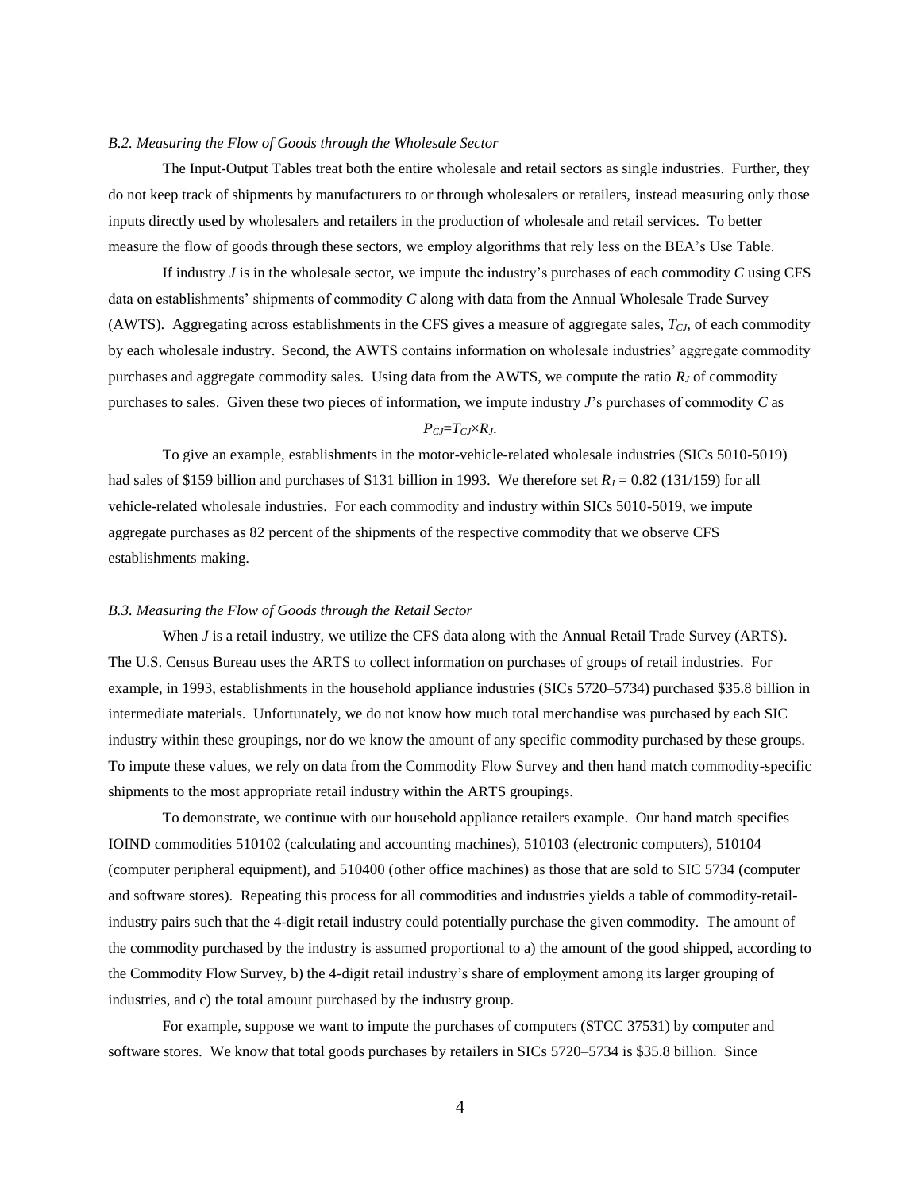### *B.2. Measuring the Flow of Goods through the Wholesale Sector*

The Input-Output Tables treat both the entire wholesale and retail sectors as single industries. Further, they do not keep track of shipments by manufacturers to or through wholesalers or retailers, instead measuring only those inputs directly used by wholesalers and retailers in the production of wholesale and retail services. To better measure the flow of goods through these sectors, we employ algorithms that rely less on the BEA's Use Table.

If industry $J$ is in the wholesale sector, we impute the industry's purchases of each commodity $C$ using CFS data on establishments' shipments of commodity $C$ along with data from the Annual Wholesale Trade Survey (AWTS). Aggregating across establishments in the CFS gives a measure of aggregate sales, $T_{CJ}$, of each commodity by each wholesale industry. Second, the AWTS contains information on wholesale industries' aggregate commodity purchases and aggregate commodity sales. Using data from the AWTS, we compute the ratio $R_J$ of commodity purchases to sales. Given these two pieces of information, we impute industry $J$'s purchases of commodity $C$ as

$$P_{CJ}=T_{CJ}\times R_J.$$

To give an example, establishments in the motor-vehicle-related wholesale industries (SICs 5010-5019) had sales of \$159 billion and purchases of \$131 billion in 1993. We therefore set $R_J = 0.82$ (131/159) for all vehicle-related wholesale industries. For each commodity and industry within SICs 5010-5019, we impute aggregate purchases as 82 percent of the shipments of the respective commodity that we observe CFS establishments making.

### *B.3. Measuring the Flow of Goods through the Retail Sector*

When $J$ is a retail industry, we utilize the CFS data along with the Annual Retail Trade Survey (ARTS). The U.S. Census Bureau uses the ARTS to collect information on purchases of groups of retail industries. For example, in 1993, establishments in the household appliance industries (SICs 5720–5734) purchased \$35.8 billion in intermediate materials. Unfortunately, we do not know how much total merchandise was purchased by each SIC industry within these groupings, nor do we know the amount of any specific commodity purchased by these groups. To impute these values, we rely on data from the Commodity Flow Survey and then hand match commodity-specific shipments to the most appropriate retail industry within the ARTS groupings.

To demonstrate, we continue with our household appliance retailers example. Our hand match specifies IOIND commodities 510102 (calculating and accounting machines), 510103 (electronic computers), 510104 (computer peripheral equipment), and 510400 (other office machines) as those that are sold to SIC 5734 (computer and software stores). Repeating this process for all commodities and industries yields a table of commodity-retail-industry pairs such that the 4-digit retail industry could potentially purchase the given commodity. The amount of the commodity purchased by the industry is assumed proportional to a) the amount of the good shipped, according to the Commodity Flow Survey, b) the 4-digit retail industry's share of employment among its larger grouping of industries, and c) the total amount purchased by the industry group.

For example, suppose we want to impute the purchases of computers (STCC 37531) by computer and software stores. We know that total goods purchases by retailers in SICs 5720–5734 is \$35.8 billion. Since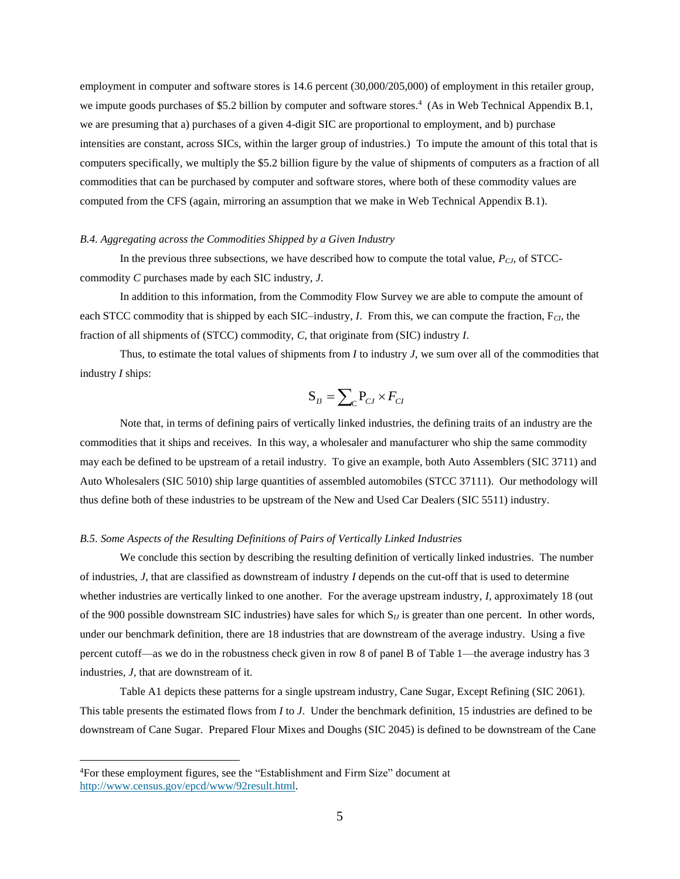employment in computer and software stores is 14.6 percent (30,000/205,000) of employment in this retailer group, we impute goods purchases of \$5.2 billion by computer and software stores.[4] (As in Web Technical Appendix B.1, we are presuming that a) purchases of a given 4-digit SIC are proportional to employment, and b) purchase intensities are constant, across SICs, within the larger group of industries.) To impute the amount of this total that is computers specifically, we multiply the \$5.2 billion figure by the value of shipments of computers as a fraction of all commodities that can be purchased by computer and software stores, where both of these commodity values are computed from the CFS (again, mirroring an assumption that we make in Web Technical Appendix B.1).

### *B.4. Aggregating across the Commodities Shipped by a Given Industry*

In the previous three subsections, we have described how to compute the total value, $P_{CJ}$, of STCC-commodity *C* purchases made by each SIC industry, *J*.

In addition to this information, from the Commodity Flow Survey we are able to compute the amount of each STCC commodity that is shipped by each SIC–industry, *I*. From this, we can compute the fraction, $F_{CI}$, the fraction of all shipments of (STCC) commodity, *C*, that originate from (SIC) industry *I*.

Thus, to estimate the total values of shipments from *I* to industry *J*, we sum over all of the commodities that industry *I* ships:

$$S_{IJ} = \sum_{C} P_{CJ} \times F_{CI}$$

Note that, in terms of defining pairs of vertically linked industries, the defining traits of an industry are the commodities that it ships and receives. In this way, a wholesaler and manufacturer who ship the same commodity may each be defined to be upstream of a retail industry. To give an example, both Auto Assemblers (SIC 3711) and Auto Wholesalers (SIC 5010) ship large quantities of assembled automobiles (STCC 37111). Our methodology will thus define both of these industries to be upstream of the New and Used Car Dealers (SIC 5511) industry.

### *B.5. Some Aspects of the Resulting Definitions of Pairs of Vertically Linked Industries*

We conclude this section by describing the resulting definition of vertically linked industries. The number of industries, *J*, that are classified as downstream of industry *I* depends on the cut-off that is used to determine whether industries are vertically linked to one another. For the average upstream industry, *I*, approximately 18 (out of the 900 possible downstream SIC industries) have sales for which $S_{IJ}$ is greater than one percent. In other words, under our benchmark definition, there are 18 industries that are downstream of the average industry. Using a five percent cutoff—as we do in the robustness check given in row 8 of panel B of Table 1—the average industry has 3 industries, *J*, that are downstream of it.

Table A1 depicts these patterns for a single upstream industry, Cane Sugar, Except Refining (SIC 2061). This table presents the estimated flows from *I* to *J*. Under the benchmark definition, 15 industries are defined to be downstream of Cane Sugar. Prepared Flour Mixes and Doughs (SIC 2045) is defined to be downstream of the Cane

---

[4] For these employment figures, see the "Establishment and Firm Size" document at http://www.census.gov/epcd/www/92result.html.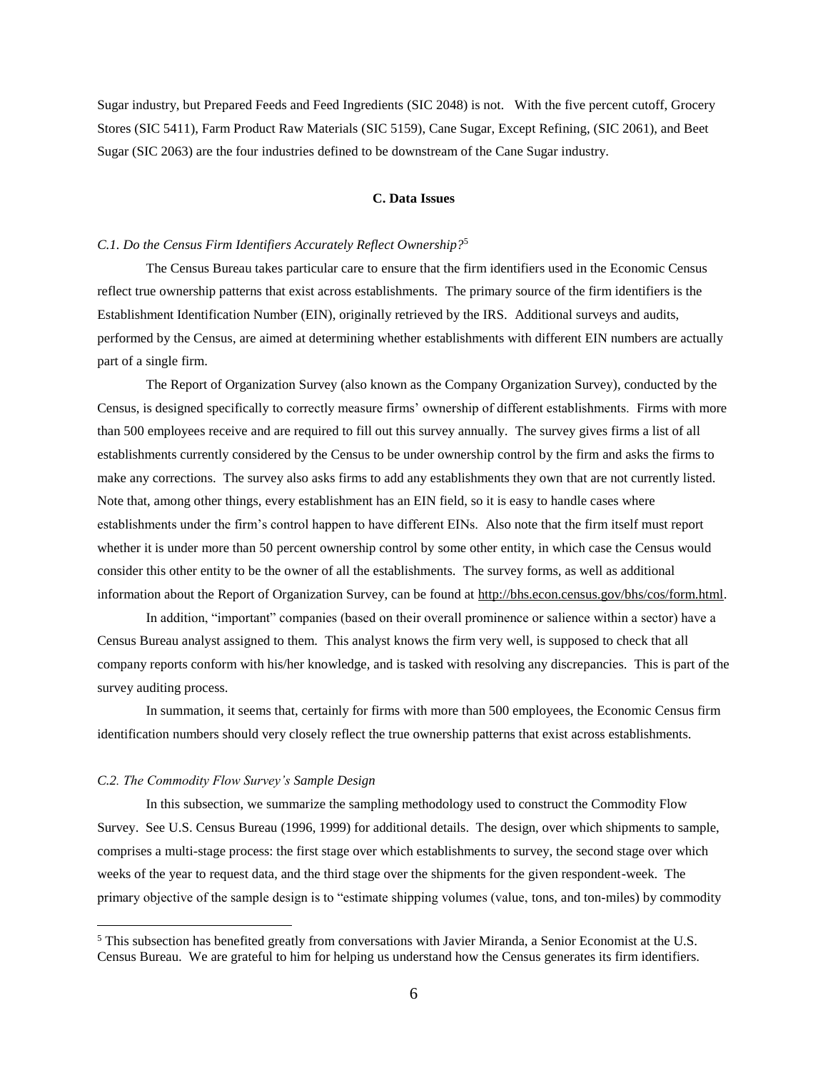Sugar industry, but Prepared Feeds and Feed Ingredients (SIC 2048) is not. With the five percent cutoff, Grocery Stores (SIC 5411), Farm Product Raw Materials (SIC 5159), Cane Sugar, Except Refining, (SIC 2061), and Beet Sugar (SIC 2063) are the four industries defined to be downstream of the Cane Sugar industry.

## C. Data Issues

### *C.1. Do the Census Firm Identifiers Accurately Reflect Ownership?*[5]

The Census Bureau takes particular care to ensure that the firm identifiers used in the Economic Census reflect true ownership patterns that exist across establishments. The primary source of the firm identifiers is the Establishment Identification Number (EIN), originally retrieved by the IRS. Additional surveys and audits, performed by the Census, are aimed at determining whether establishments with different EIN numbers are actually part of a single firm.

The Report of Organization Survey (also known as the Company Organization Survey), conducted by the Census, is designed specifically to correctly measure firms' ownership of different establishments. Firms with more than 500 employees receive and are required to fill out this survey annually. The survey gives firms a list of all establishments currently considered by the Census to be under ownership control by the firm and asks the firms to make any corrections. The survey also asks firms to add any establishments they own that are not currently listed. Note that, among other things, every establishment has an EIN field, so it is easy to handle cases where establishments under the firm's control happen to have different EINs. Also note that the firm itself must report whether it is under more than 50 percent ownership control by some other entity, in which case the Census would consider this other entity to be the owner of all the establishments. The survey forms, as well as additional information about the Report of Organization Survey, can be found at http://bhs.econ.census.gov/bhs/cos/form.html.

In addition, "important" companies (based on their overall prominence or salience within a sector) have a Census Bureau analyst assigned to them. This analyst knows the firm very well, is supposed to check that all company reports conform with his/her knowledge, and is tasked with resolving any discrepancies. This is part of the survey auditing process.

In summation, it seems that, certainly for firms with more than 500 employees, the Economic Census firm identification numbers should very closely reflect the true ownership patterns that exist across establishments.

### *C.2. The Commodity Flow Survey's Sample Design*

In this subsection, we summarize the sampling methodology used to construct the Commodity Flow Survey. See U.S. Census Bureau (1996, 1999) for additional details. The design, over which shipments to sample, comprises a multi-stage process: the first stage over which establishments to survey, the second stage over which weeks of the year to request data, and the third stage over the shipments for the given respondent-week. The primary objective of the sample design is to "estimate shipping volumes (value, tons, and ton-miles) by commodity

[5] This subsection has benefited greatly from conversations with Javier Miranda, a Senior Economist at the U.S. Census Bureau. We are grateful to him for helping us understand how the Census generates its firm identifiers.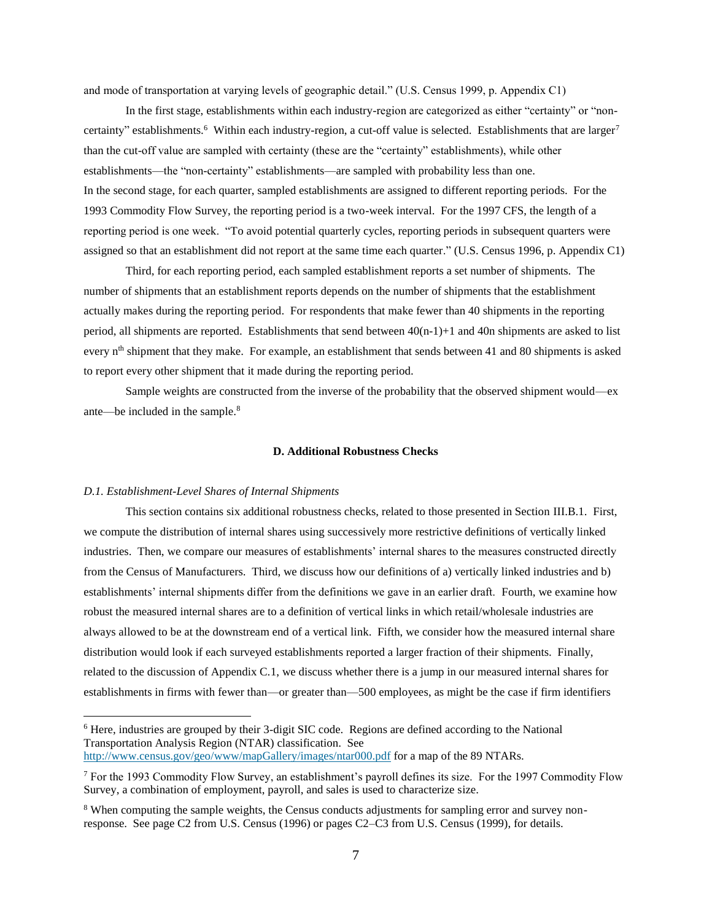and mode of transportation at varying levels of geographic detail." (U.S. Census 1999, p. Appendix C1)

In the first stage, establishments within each industry-region are categorized as either "certainty" or "non-certainty" establishments.[6] Within each industry-region, a cut-off value is selected. Establishments that are larger[7] than the cut-off value are sampled with certainty (these are the "certainty" establishments), while other establishments—the "non-certainty" establishments—are sampled with probability less than one.

In the second stage, for each quarter, sampled establishments are assigned to different reporting periods. For the 1993 Commodity Flow Survey, the reporting period is a two-week interval. For the 1997 CFS, the length of a reporting period is one week. "To avoid potential quarterly cycles, reporting periods in subsequent quarters were assigned so that an establishment did not report at the same time each quarter." (U.S. Census 1996, p. Appendix C1)

Third, for each reporting period, each sampled establishment reports a set number of shipments. The number of shipments that an establishment reports depends on the number of shipments that the establishment actually makes during the reporting period. For respondents that make fewer than 40 shipments in the reporting period, all shipments are reported. Establishments that send between $40(n-1)+1$ and $40n$ shipments are asked to list every $n^{th}$ shipment that they make. For example, an establishment that sends between 41 and 80 shipments is asked to report every other shipment that it made during the reporting period.

Sample weights are constructed from the inverse of the probability that the observed shipment would—ex ante—be included in the sample.[8]

### D. Additional Robustness Checks

#### *D.1. Establishment-Level Shares of Internal Shipments*

This section contains six additional robustness checks, related to those presented in Section III.B.1. First, we compute the distribution of internal shares using successively more restrictive definitions of vertically linked industries. Then, we compare our measures of establishments' internal shares to the measures constructed directly from the Census of Manufacturers. Third, we discuss how our definitions of a) vertically linked industries and b) establishments' internal shipments differ from the definitions we gave in an earlier draft. Fourth, we examine how robust the measured internal shares are to a definition of vertical links in which retail/wholesale industries are always allowed to be at the downstream end of a vertical link. Fifth, we consider how the measured internal share distribution would look if each surveyed establishments reported a larger fraction of their shipments. Finally, related to the discussion of Appendix C.1, we discuss whether there is a jump in our measured internal shares for establishments in firms with fewer than—or greater than—500 employees, as might be the case if firm identifiers

---

[6] Here, industries are grouped by their 3-digit SIC code. Regions are defined according to the National Transportation Analysis Region (NTAR) classification. See http://www.census.gov/geo/www/mapGallery/images/ntar000.pdf for a map of the 89 NTARs.

[7] For the 1993 Commodity Flow Survey, an establishment's payroll defines its size. For the 1997 Commodity Flow Survey, a combination of employment, payroll, and sales is used to characterize size.

[8] When computing the sample weights, the Census conducts adjustments for sampling error and survey non-response. See page C2 from U.S. Census (1996) or pages C2–C3 from U.S. Census (1999), for details.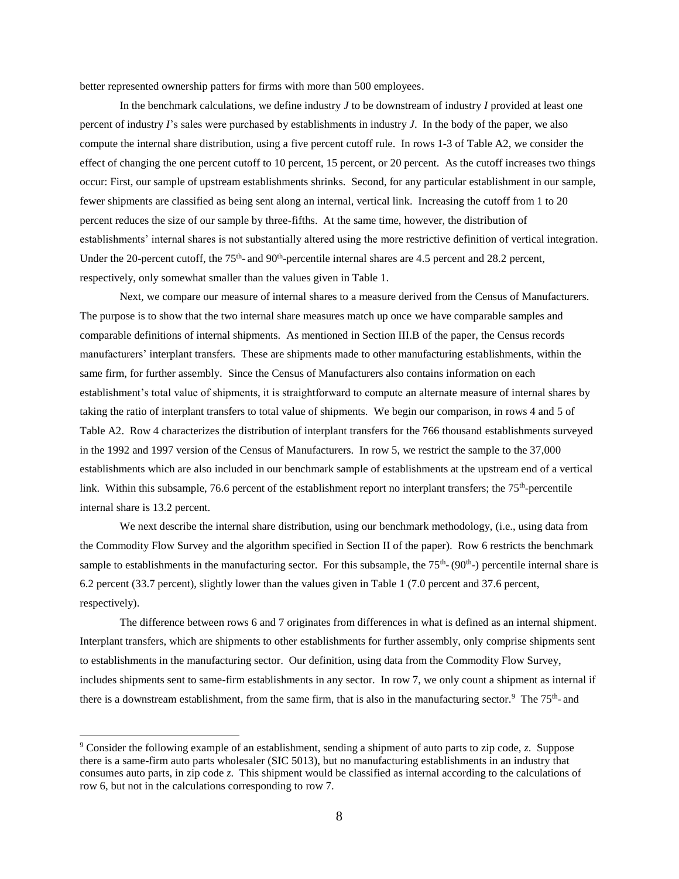better represented ownership patters for firms with more than 500 employees.

In the benchmark calculations, we define industry *J* to be downstream of industry *I* provided at least one percent of industry *I*'s sales were purchased by establishments in industry *J*. In the body of the paper, we also compute the internal share distribution, using a five percent cutoff rule. In rows 1-3 of Table A2, we consider the effect of changing the one percent cutoff to 10 percent, 15 percent, or 20 percent. As the cutoff increases two things occur: First, our sample of upstream establishments shrinks. Second, for any particular establishment in our sample, fewer shipments are classified as being sent along an internal, vertical link. Increasing the cutoff from 1 to 20 percent reduces the size of our sample by three-fifths. At the same time, however, the distribution of establishments' internal shares is not substantially altered using the more restrictive definition of vertical integration. Under the 20-percent cutoff, the 75th- and 90th-percentile internal shares are 4.5 percent and 28.2 percent, respectively, only somewhat smaller than the values given in Table 1.

Next, we compare our measure of internal shares to a measure derived from the Census of Manufacturers. The purpose is to show that the two internal share measures match up once we have comparable samples and comparable definitions of internal shipments. As mentioned in Section III.B of the paper, the Census records manufacturers' interplant transfers. These are shipments made to other manufacturing establishments, within the same firm, for further assembly. Since the Census of Manufacturers also contains information on each establishment's total value of shipments, it is straightforward to compute an alternate measure of internal shares by taking the ratio of interplant transfers to total value of shipments. We begin our comparison, in rows 4 and 5 of Table A2. Row 4 characterizes the distribution of interplant transfers for the 766 thousand establishments surveyed in the 1992 and 1997 version of the Census of Manufacturers. In row 5, we restrict the sample to the 37,000 establishments which are also included in our benchmark sample of establishments at the upstream end of a vertical link. Within this subsample, 76.6 percent of the establishment report no interplant transfers; the 75th-percentile internal share is 13.2 percent.

We next describe the internal share distribution, using our benchmark methodology, (i.e., using data from the Commodity Flow Survey and the algorithm specified in Section II of the paper). Row 6 restricts the benchmark sample to establishments in the manufacturing sector. For this subsample, the 75th- (90th-) percentile internal share is 6.2 percent (33.7 percent), slightly lower than the values given in Table 1 (7.0 percent and 37.6 percent, respectively).

The difference between rows 6 and 7 originates from differences in what is defined as an internal shipment. Interplant transfers, which are shipments to other establishments for further assembly, only comprise shipments sent to establishments in the manufacturing sector. Our definition, using data from the Commodity Flow Survey, includes shipments sent to same-firm establishments in any sector. In row 7, we only count a shipment as internal if there is a downstream establishment, from the same firm, that is also in the manufacturing sector.[9] The 75th- and

[9] Consider the following example of an establishment, sending a shipment of auto parts to zip code, *z*. Suppose there is a same-firm auto parts wholesaler (SIC 5013), but no manufacturing establishments in an industry that consumes auto parts, in zip code *z*. This shipment would be classified as internal according to the calculations of row 6, but not in the calculations corresponding to row 7.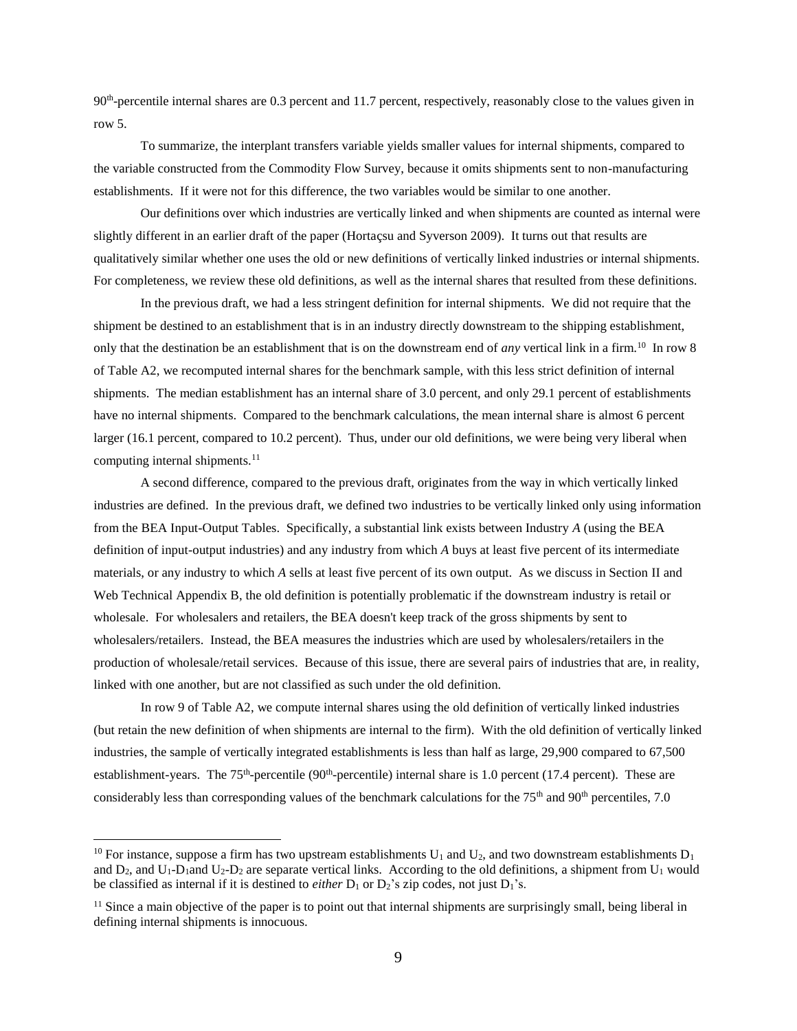90th-percentile internal shares are 0.3 percent and 11.7 percent, respectively, reasonably close to the values given in row 5.

To summarize, the interplant transfers variable yields smaller values for internal shipments, compared to the variable constructed from the Commodity Flow Survey, because it omits shipments sent to non-manufacturing establishments. If it were not for this difference, the two variables would be similar to one another.

Our definitions over which industries are vertically linked and when shipments are counted as internal were slightly different in an earlier draft of the paper (Hortaçsu and Syverson 2009). It turns out that results are qualitatively similar whether one uses the old or new definitions of vertically linked industries or internal shipments. For completeness, we review these old definitions, as well as the internal shares that resulted from these definitions.

In the previous draft, we had a less stringent definition for internal shipments. We did not require that the shipment be destined to an establishment that is in an industry directly downstream to the shipping establishment, only that the destination be an establishment that is on the downstream end of *any* vertical link in a firm.[10] In row 8 of Table A2, we recomputed internal shares for the benchmark sample, with this less strict definition of internal shipments. The median establishment has an internal share of 3.0 percent, and only 29.1 percent of establishments have no internal shipments. Compared to the benchmark calculations, the mean internal share is almost 6 percent larger (16.1 percent, compared to 10.2 percent). Thus, under our old definitions, we were being very liberal when computing internal shipments.[11]

A second difference, compared to the previous draft, originates from the way in which vertically linked industries are defined. In the previous draft, we defined two industries to be vertically linked only using information from the BEA Input-Output Tables. Specifically, a substantial link exists between Industry *A* (using the BEA definition of input-output industries) and any industry from which *A* buys at least five percent of its intermediate materials, or any industry to which *A* sells at least five percent of its own output. As we discuss in Section II and Web Technical Appendix B, the old definition is potentially problematic if the downstream industry is retail or wholesale. For wholesalers and retailers, the BEA doesn't keep track of the gross shipments by sent to wholesalers/retailers. Instead, the BEA measures the industries which are used by wholesalers/retailers in the production of wholesale/retail services. Because of this issue, there are several pairs of industries that are, in reality, linked with one another, but are not classified as such under the old definition.

In row 9 of Table A2, we compute internal shares using the old definition of vertically linked industries (but retain the new definition of when shipments are internal to the firm). With the old definition of vertically linked industries, the sample of vertically integrated establishments is less than half as large, 29,900 compared to 67,500 establishment-years. The 75th-percentile (90th-percentile) internal share is 1.0 percent (17.4 percent). These are considerably less than corresponding values of the benchmark calculations for the 75th and 90th percentiles, 7.0

---

[10] For instance, suppose a firm has two upstream establishments $U_1$ and $U_2$, and two downstream establishments $D_1$ and $D_2$, and $U_1$-$D_1$and $U_2$-$D_2$ are separate vertical links. According to the old definitions, a shipment from $U_1$ would be classified as internal if it is destined to *either* $D_1$ or $D_2$'s zip codes, not just $D_1$'s.

[11] Since a main objective of the paper is to point out that internal shipments are surprisingly small, being liberal in defining internal shipments is innocuous.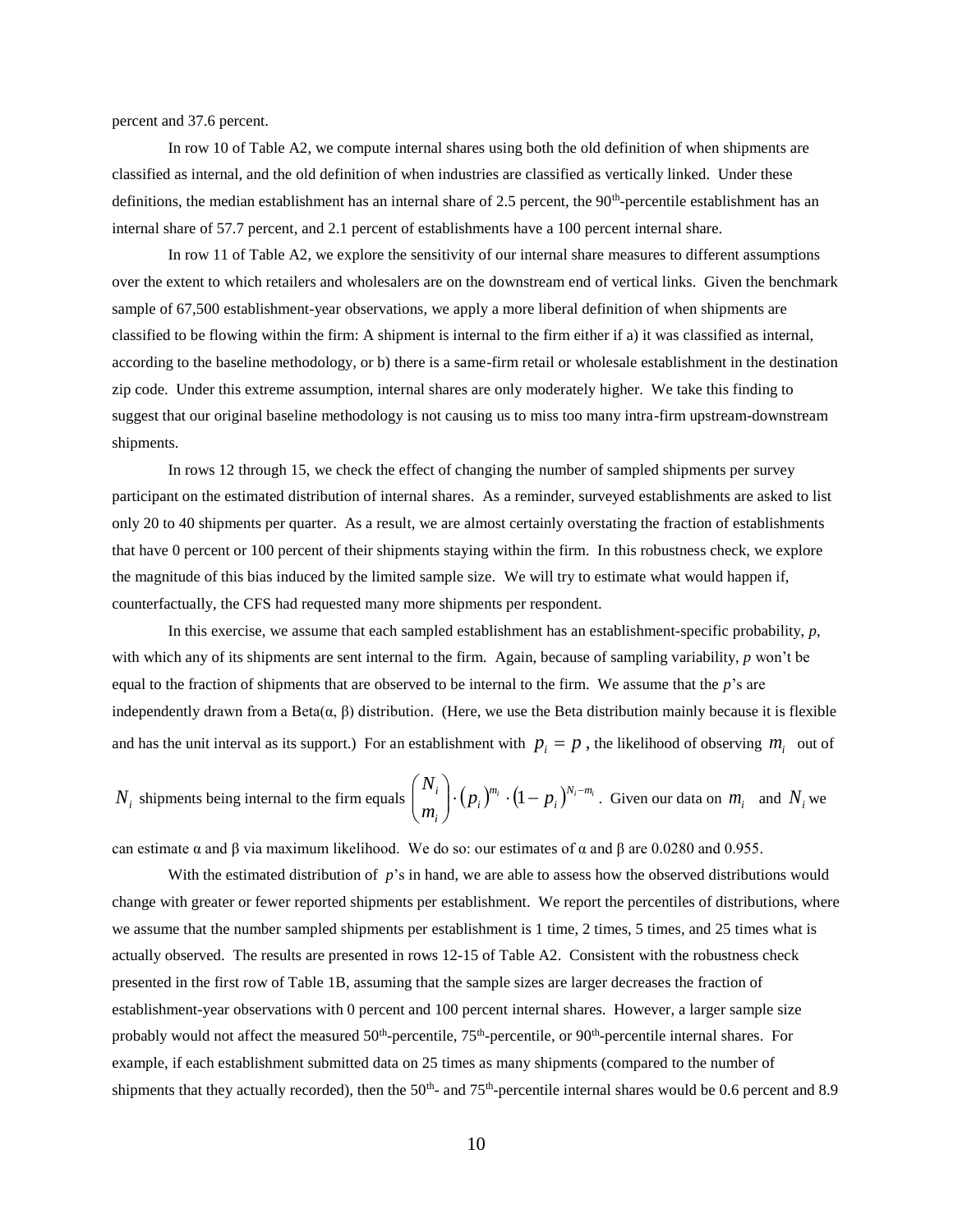percent and 37.6 percent.

In row 10 of Table A2, we compute internal shares using both the old definition of when shipments are classified as internal, and the old definition of when industries are classified as vertically linked. Under these definitions, the median establishment has an internal share of 2.5 percent, the 90th-percentile establishment has an internal share of 57.7 percent, and 2.1 percent of establishments have a 100 percent internal share.

In row 11 of Table A2, we explore the sensitivity of our internal share measures to different assumptions over the extent to which retailers and wholesalers are on the downstream end of vertical links. Given the benchmark sample of 67,500 establishment-year observations, we apply a more liberal definition of when shipments are classified to be flowing within the firm: A shipment is internal to the firm either if a) it was classified as internal, according to the baseline methodology, or b) there is a same-firm retail or wholesale establishment in the destination zip code. Under this extreme assumption, internal shares are only moderately higher. We take this finding to suggest that our original baseline methodology is not causing us to miss too many intra-firm upstream-downstream shipments.

In rows 12 through 15, we check the effect of changing the number of sampled shipments per survey participant on the estimated distribution of internal shares. As a reminder, surveyed establishments are asked to list only 20 to 40 shipments per quarter. As a result, we are almost certainly overstating the fraction of establishments that have 0 percent or 100 percent of their shipments staying within the firm. In this robustness check, we explore the magnitude of this bias induced by the limited sample size. We will try to estimate what would happen if, counterfactually, the CFS had requested many more shipments per respondent.

In this exercise, we assume that each sampled establishment has an establishment-specific probability, *p*, with which any of its shipments are sent internal to the firm. Again, because of sampling variability, *p* won't be equal to the fraction of shipments that are observed to be internal to the firm. We assume that the *p*'s are independently drawn from a Beta(α, β) distribution. (Here, we use the Beta distribution mainly because it is flexible and has the unit interval as its support.) For an establishment with $p_i = p$, the likelihood of observing $m_i$ out of $N_i$ shipments being internal to the firm equals $\binom{N_i}{m_i} \cdot (p_i)^{m_i} \cdot (1 - p_i)^{N_i - m_i}$. Given our data on $m_i$ and $N_i$ we can estimate α and β via maximum likelihood. We do so: our estimates of α and β are 0.0280 and 0.955.

With the estimated distribution of *p*'s in hand, we are able to assess how the observed distributions would change with greater or fewer reported shipments per establishment. We report the percentiles of distributions, where we assume that the number sampled shipments per establishment is 1 time, 2 times, 5 times, and 25 times what is actually observed. The results are presented in rows 12-15 of Table A2. Consistent with the robustness check presented in the first row of Table 1B, assuming that the sample sizes are larger decreases the fraction of establishment-year observations with 0 percent and 100 percent internal shares. However, a larger sample size probably would not affect the measured 50th-percentile, 75th-percentile, or 90th-percentile internal shares. For example, if each establishment submitted data on 25 times as many shipments (compared to the number of shipments that they actually recorded), then the 50th- and 75th-percentile internal shares would be 0.6 percent and 8.9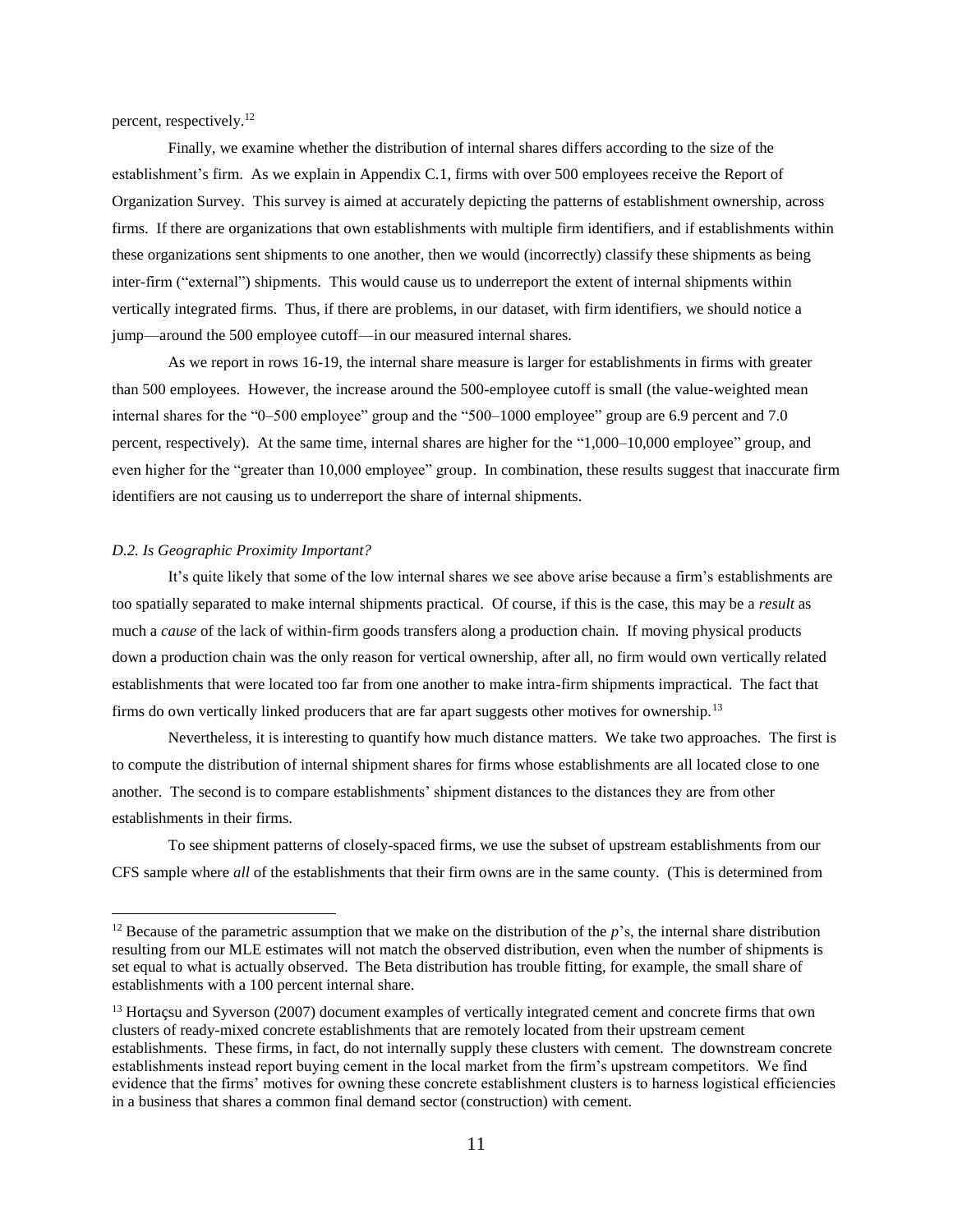percent, respectively.[12]

Finally, we examine whether the distribution of internal shares differs according to the size of the establishment's firm. As we explain in Appendix C.1, firms with over 500 employees receive the Report of Organization Survey. This survey is aimed at accurately depicting the patterns of establishment ownership, across firms. If there are organizations that own establishments with multiple firm identifiers, and if establishments within these organizations sent shipments to one another, then we would (incorrectly) classify these shipments as being inter-firm ("external") shipments. This would cause us to underreport the extent of internal shipments within vertically integrated firms. Thus, if there are problems, in our dataset, with firm identifiers, we should notice a jump—around the 500 employee cutoff—in our measured internal shares.

As we report in rows 16-19, the internal share measure is larger for establishments in firms with greater than 500 employees. However, the increase around the 500-employee cutoff is small (the value-weighted mean internal shares for the "0–500 employee" group and the "500–1000 employee" group are 6.9 percent and 7.0 percent, respectively). At the same time, internal shares are higher for the "1,000–10,000 employee" group, and even higher for the "greater than 10,000 employee" group. In combination, these results suggest that inaccurate firm identifiers are not causing us to underreport the share of internal shipments.

### *D.2. Is Geographic Proximity Important?*

It's quite likely that some of the low internal shares we see above arise because a firm's establishments are too spatially separated to make internal shipments practical. Of course, if this is the case, this may be a *result* as much a *cause* of the lack of within-firm goods transfers along a production chain. If moving physical products down a production chain was the only reason for vertical ownership, after all, no firm would own vertically related establishments that were located too far from one another to make intra-firm shipments impractical. The fact that firms do own vertically linked producers that are far apart suggests other motives for ownership.[13]

Nevertheless, it is interesting to quantify how much distance matters. We take two approaches. The first is to compute the distribution of internal shipment shares for firms whose establishments are all located close to one another. The second is to compare establishments' shipment distances to the distances they are from other establishments in their firms.

To see shipment patterns of closely-spaced firms, we use the subset of upstream establishments from our CFS sample where *all* of the establishments that their firm owns are in the same county. (This is determined from

---

[12] Because of the parametric assumption that we make on the distribution of the $p$'s, the internal share distribution resulting from our MLE estimates will not match the observed distribution, even when the number of shipments is set equal to what is actually observed. The Beta distribution has trouble fitting, for example, the small share of establishments with a 100 percent internal share.

[13] Hortaçsu and Syverson (2007) document examples of vertically integrated cement and concrete firms that own clusters of ready-mixed concrete establishments that are remotely located from their upstream cement establishments. These firms, in fact, do not internally supply these clusters with cement. The downstream concrete establishments instead report buying cement in the local market from the firm's upstream competitors. We find evidence that the firms' motives for owning these concrete establishment clusters is to harness logistical efficiencies in a business that shares a common final demand sector (construction) with cement.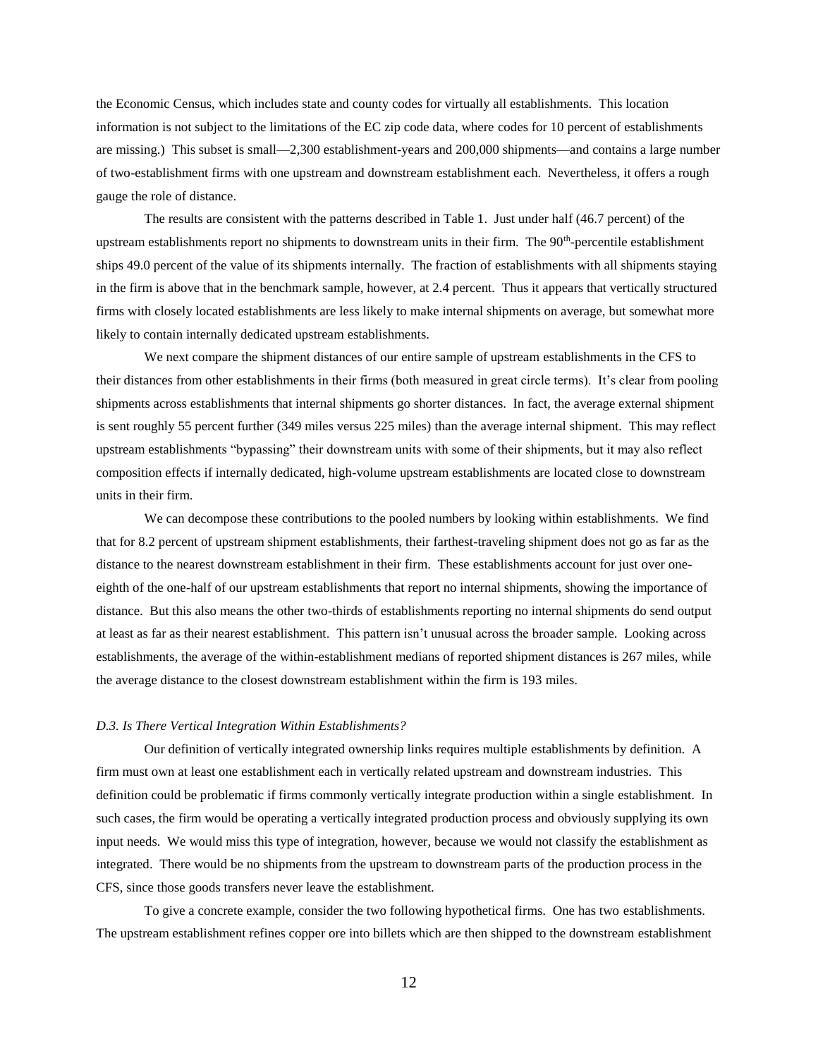the Economic Census, which includes state and county codes for virtually all establishments. This location information is not subject to the limitations of the EC zip code data, where codes for 10 percent of establishments are missing.) This subset is small—2,300 establishment-years and 200,000 shipments—and contains a large number of two-establishment firms with one upstream and downstream establishment each. Nevertheless, it offers a rough gauge the role of distance.

The results are consistent with the patterns described in Table 1. Just under half (46.7 percent) of the upstream establishments report no shipments to downstream units in their firm. The 90th-percentile establishment ships 49.0 percent of the value of its shipments internally. The fraction of establishments with all shipments staying in the firm is above that in the benchmark sample, however, at 2.4 percent. Thus it appears that vertically structured firms with closely located establishments are less likely to make internal shipments on average, but somewhat more likely to contain internally dedicated upstream establishments.

We next compare the shipment distances of our entire sample of upstream establishments in the CFS to their distances from other establishments in their firms (both measured in great circle terms). It's clear from pooling shipments across establishments that internal shipments go shorter distances. In fact, the average external shipment is sent roughly 55 percent further (349 miles versus 225 miles) than the average internal shipment. This may reflect upstream establishments "bypassing" their downstream units with some of their shipments, but it may also reflect composition effects if internally dedicated, high-volume upstream establishments are located close to downstream units in their firm.

We can decompose these contributions to the pooled numbers by looking within establishments. We find that for 8.2 percent of upstream shipment establishments, their farthest-traveling shipment does not go as far as the distance to the nearest downstream establishment in their firm. These establishments account for just over one-eighth of the one-half of our upstream establishments that report no internal shipments, showing the importance of distance. But this also means the other two-thirds of establishments reporting no internal shipments do send output at least as far as their nearest establishment. This pattern isn't unusual across the broader sample. Looking across establishments, the average of the within-establishment medians of reported shipment distances is 267 miles, while the average distance to the closest downstream establishment within the firm is 193 miles.

### *D.3. Is There Vertical Integration Within Establishments?*

Our definition of vertically integrated ownership links requires multiple establishments by definition. A firm must own at least one establishment each in vertically related upstream and downstream industries. This definition could be problematic if firms commonly vertically integrate production within a single establishment. In such cases, the firm would be operating a vertically integrated production process and obviously supplying its own input needs. We would miss this type of integration, however, because we would not classify the establishment as integrated. There would be no shipments from the upstream to downstream parts of the production process in the CFS, since those goods transfers never leave the establishment.

To give a concrete example, consider the two following hypothetical firms. One has two establishments. The upstream establishment refines copper ore into billets which are then shipped to the downstream establishment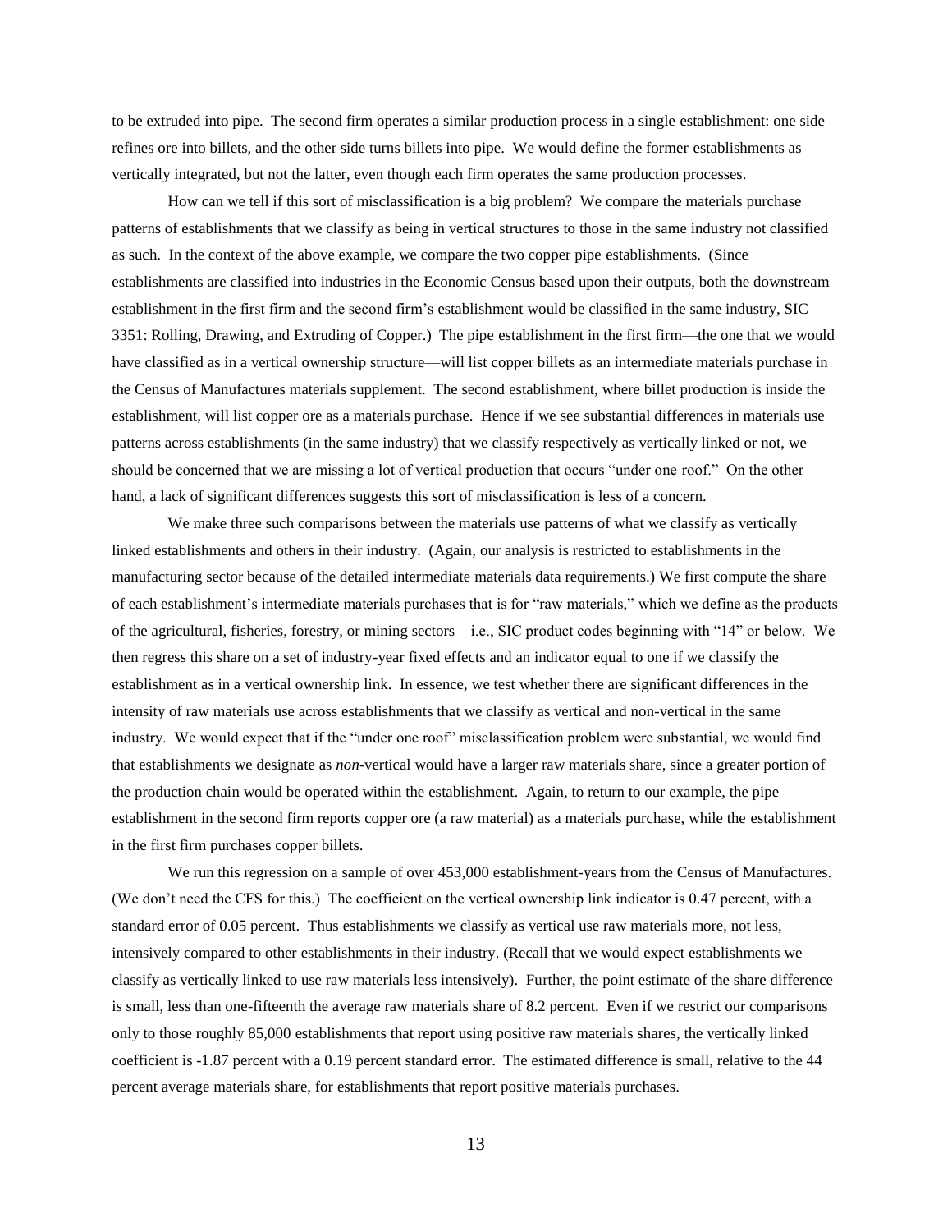to be extruded into pipe. The second firm operates a similar production process in a single establishment: one side refines ore into billets, and the other side turns billets into pipe. We would define the former establishments as vertically integrated, but not the latter, even though each firm operates the same production processes.

How can we tell if this sort of misclassification is a big problem? We compare the materials purchase patterns of establishments that we classify as being in vertical structures to those in the same industry not classified as such. In the context of the above example, we compare the two copper pipe establishments. (Since establishments are classified into industries in the Economic Census based upon their outputs, both the downstream establishment in the first firm and the second firm's establishment would be classified in the same industry, SIC 3351: Rolling, Drawing, and Extruding of Copper.) The pipe establishment in the first firm—the one that we would have classified as in a vertical ownership structure—will list copper billets as an intermediate materials purchase in the Census of Manufactures materials supplement. The second establishment, where billet production is inside the establishment, will list copper ore as a materials purchase. Hence if we see substantial differences in materials use patterns across establishments (in the same industry) that we classify respectively as vertically linked or not, we should be concerned that we are missing a lot of vertical production that occurs "under one roof." On the other hand, a lack of significant differences suggests this sort of misclassification is less of a concern.

We make three such comparisons between the materials use patterns of what we classify as vertically linked establishments and others in their industry. (Again, our analysis is restricted to establishments in the manufacturing sector because of the detailed intermediate materials data requirements.) We first compute the share of each establishment's intermediate materials purchases that is for "raw materials," which we define as the products of the agricultural, fisheries, forestry, or mining sectors—i.e., SIC product codes beginning with "14" or below. We then regress this share on a set of industry-year fixed effects and an indicator equal to one if we classify the establishment as in a vertical ownership link. In essence, we test whether there are significant differences in the intensity of raw materials use across establishments that we classify as vertical and non-vertical in the same industry. We would expect that if the "under one roof" misclassification problem were substantial, we would find that establishments we designate as *non*-vertical would have a larger raw materials share, since a greater portion of the production chain would be operated within the establishment. Again, to return to our example, the pipe establishment in the second firm reports copper ore (a raw material) as a materials purchase, while the establishment in the first firm purchases copper billets.

We run this regression on a sample of over 453,000 establishment-years from the Census of Manufactures. (We don't need the CFS for this.) The coefficient on the vertical ownership link indicator is 0.47 percent, with a standard error of 0.05 percent. Thus establishments we classify as vertical use raw materials more, not less, intensively compared to other establishments in their industry. (Recall that we would expect establishments we classify as vertically linked to use raw materials less intensively). Further, the point estimate of the share difference is small, less than one-fifteenth the average raw materials share of 8.2 percent. Even if we restrict our comparisons only to those roughly 85,000 establishments that report using positive raw materials shares, the vertically linked coefficient is -1.87 percent with a 0.19 percent standard error. The estimated difference is small, relative to the 44 percent average materials share, for establishments that report positive materials purchases.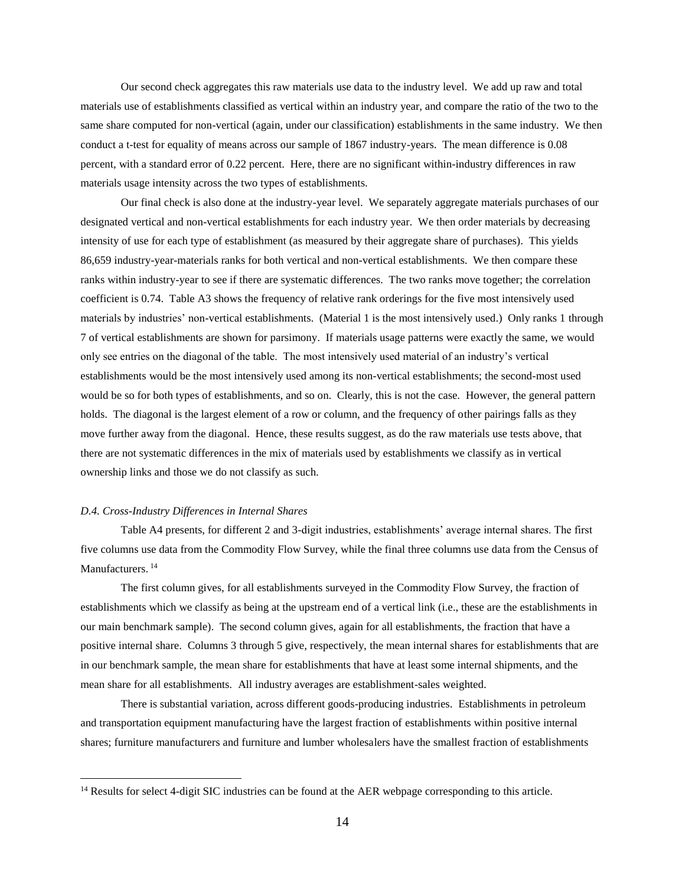Our second check aggregates this raw materials use data to the industry level. We add up raw and total materials use of establishments classified as vertical within an industry year, and compare the ratio of the two to the same share computed for non-vertical (again, under our classification) establishments in the same industry. We then conduct a t-test for equality of means across our sample of 1867 industry-years. The mean difference is 0.08 percent, with a standard error of 0.22 percent. Here, there are no significant within-industry differences in raw materials usage intensity across the two types of establishments.

Our final check is also done at the industry-year level. We separately aggregate materials purchases of our designated vertical and non-vertical establishments for each industry year. We then order materials by decreasing intensity of use for each type of establishment (as measured by their aggregate share of purchases). This yields 86,659 industry-year-materials ranks for both vertical and non-vertical establishments. We then compare these ranks within industry-year to see if there are systematic differences. The two ranks move together; the correlation coefficient is 0.74. Table A3 shows the frequency of relative rank orderings for the five most intensively used materials by industries' non-vertical establishments. (Material 1 is the most intensively used.) Only ranks 1 through 7 of vertical establishments are shown for parsimony. If materials usage patterns were exactly the same, we would only see entries on the diagonal of the table. The most intensively used material of an industry's vertical establishments would be the most intensively used among its non-vertical establishments; the second-most used would be so for both types of establishments, and so on. Clearly, this is not the case. However, the general pattern holds. The diagonal is the largest element of a row or column, and the frequency of other pairings falls as they move further away from the diagonal. Hence, these results suggest, as do the raw materials use tests above, that there are not systematic differences in the mix of materials used by establishments we classify as in vertical ownership links and those we do not classify as such.

### *D.4. Cross-Industry Differences in Internal Shares*

Table A4 presents, for different 2 and 3-digit industries, establishments' average internal shares. The first five columns use data from the Commodity Flow Survey, while the final three columns use data from the Census of Manufacturers. [14]

The first column gives, for all establishments surveyed in the Commodity Flow Survey, the fraction of establishments which we classify as being at the upstream end of a vertical link (i.e., these are the establishments in our main benchmark sample). The second column gives, again for all establishments, the fraction that have a positive internal share. Columns 3 through 5 give, respectively, the mean internal shares for establishments that are in our benchmark sample, the mean share for establishments that have at least some internal shipments, and the mean share for all establishments. All industry averages are establishment-sales weighted.

There is substantial variation, across different goods-producing industries. Establishments in petroleum and transportation equipment manufacturing have the largest fraction of establishments within positive internal shares; furniture manufacturers and furniture and lumber wholesalers have the smallest fraction of establishments

[14] Results for select 4-digit SIC industries can be found at the AER webpage corresponding to this article.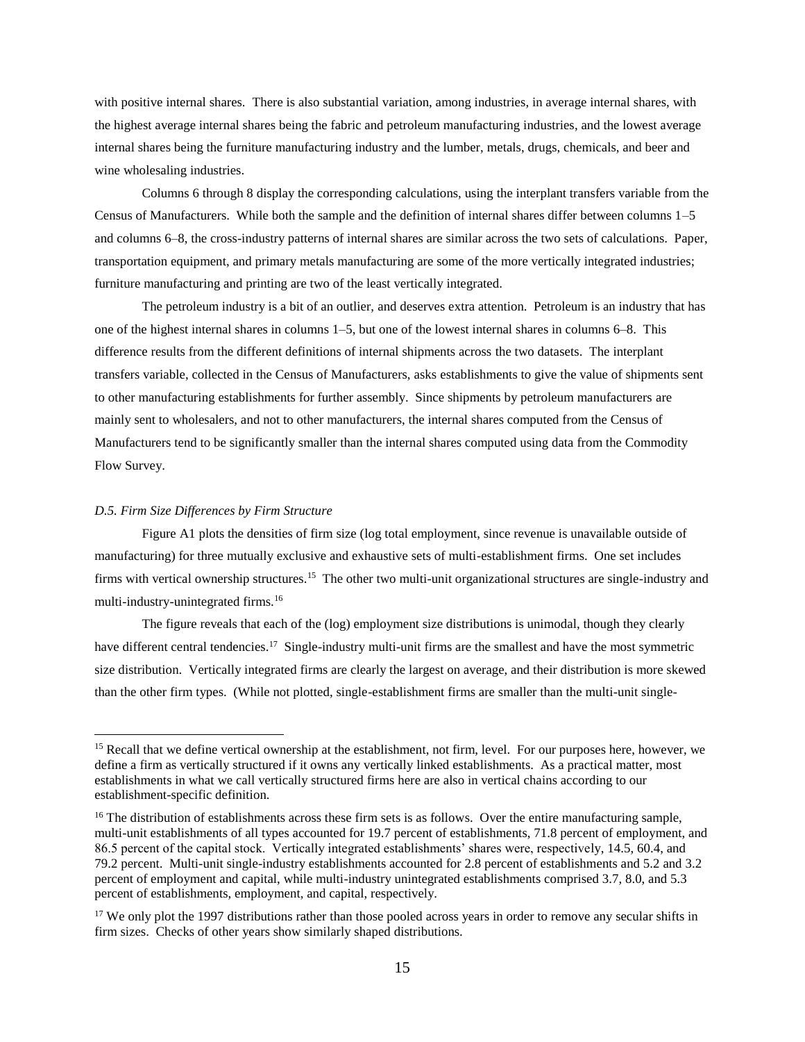with positive internal shares. There is also substantial variation, among industries, in average internal shares, with the highest average internal shares being the fabric and petroleum manufacturing industries, and the lowest average internal shares being the furniture manufacturing industry and the lumber, metals, drugs, chemicals, and beer and wine wholesaling industries.

Columns 6 through 8 display the corresponding calculations, using the interplant transfers variable from the Census of Manufacturers. While both the sample and the definition of internal shares differ between columns 1–5 and columns 6–8, the cross-industry patterns of internal shares are similar across the two sets of calculations. Paper, transportation equipment, and primary metals manufacturing are some of the more vertically integrated industries; furniture manufacturing and printing are two of the least vertically integrated.

The petroleum industry is a bit of an outlier, and deserves extra attention. Petroleum is an industry that has one of the highest internal shares in columns 1–5, but one of the lowest internal shares in columns 6–8. This difference results from the different definitions of internal shipments across the two datasets. The interplant transfers variable, collected in the Census of Manufacturers, asks establishments to give the value of shipments sent to other manufacturing establishments for further assembly. Since shipments by petroleum manufacturers are mainly sent to wholesalers, and not to other manufacturers, the internal shares computed from the Census of Manufacturers tend to be significantly smaller than the internal shares computed using data from the Commodity Flow Survey.

### *D.5. Firm Size Differences by Firm Structure*

Figure A1 plots the densities of firm size (log total employment, since revenue is unavailable outside of manufacturing) for three mutually exclusive and exhaustive sets of multi-establishment firms. One set includes firms with vertical ownership structures.[15] The other two multi-unit organizational structures are single-industry and multi-industry-unintegrated firms.[16]

The figure reveals that each of the (log) employment size distributions is unimodal, though they clearly have different central tendencies.[17] Single-industry multi-unit firms are the smallest and have the most symmetric size distribution. Vertically integrated firms are clearly the largest on average, and their distribution is more skewed than the other firm types. (While not plotted, single-establishment firms are smaller than the multi-unit single-

---

[15] Recall that we define vertical ownership at the establishment, not firm, level. For our purposes here, however, we define a firm as vertically structured if it owns any vertically linked establishments. As a practical matter, most establishments in what we call vertically structured firms here are also in vertical chains according to our establishment-specific definition.

[16] The distribution of establishments across these firm sets is as follows. Over the entire manufacturing sample, multi-unit establishments of all types accounted for 19.7 percent of establishments, 71.8 percent of employment, and 86.5 percent of the capital stock. Vertically integrated establishments' shares were, respectively, 14.5, 60.4, and 79.2 percent. Multi-unit single-industry establishments accounted for 2.8 percent of establishments and 5.2 and 3.2 percent of employment and capital, while multi-industry unintegrated establishments comprised 3.7, 8.0, and 5.3 percent of establishments, employment, and capital, respectively.

[17] We only plot the 1997 distributions rather than those pooled across years in order to remove any secular shifts in firm sizes. Checks of other years show similarly shaped distributions.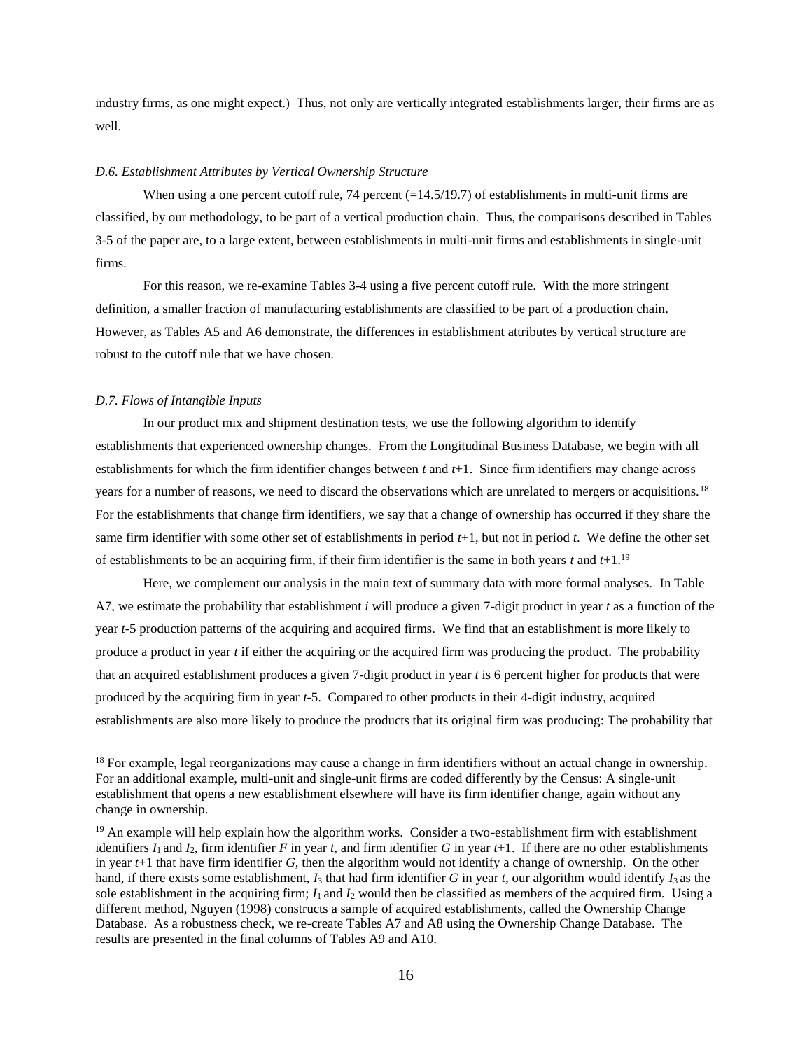industry firms, as one might expect.) Thus, not only are vertically integrated establishments larger, their firms are as well.

*D.6. Establishment Attributes by Vertical Ownership Structure*

When using a one percent cutoff rule, 74 percent (=14.5/19.7) of establishments in multi-unit firms are classified, by our methodology, to be part of a vertical production chain. Thus, the comparisons described in Tables 3-5 of the paper are, to a large extent, between establishments in multi-unit firms and establishments in single-unit firms.

For this reason, we re-examine Tables 3-4 using a five percent cutoff rule. With the more stringent definition, a smaller fraction of manufacturing establishments are classified to be part of a production chain. However, as Tables A5 and A6 demonstrate, the differences in establishment attributes by vertical structure are robust to the cutoff rule that we have chosen.

*D.7. Flows of Intangible Inputs*

In our product mix and shipment destination tests, we use the following algorithm to identify establishments that experienced ownership changes. From the Longitudinal Business Database, we begin with all establishments for which the firm identifier changes between $t$ and $t$+1. Since firm identifiers may change across years for a number of reasons, we need to discard the observations which are unrelated to mergers or acquisitions.[18] For the establishments that change firm identifiers, we say that a change of ownership has occurred if they share the same firm identifier with some other set of establishments in period $t$+1, but not in period $t$. We define the other set of establishments to be an acquiring firm, if their firm identifier is the same in both years $t$ and $t$+1.[19]

Here, we complement our analysis in the main text of summary data with more formal analyses. In Table A7, we estimate the probability that establishment $i$ will produce a given 7-digit product in year $t$ as a function of the year $t$-5 production patterns of the acquiring and acquired firms. We find that an establishment is more likely to produce a product in year $t$ if either the acquiring or the acquired firm was producing the product. The probability that an acquired establishment produces a given 7-digit product in year $t$ is 6 percent higher for products that were produced by the acquiring firm in year $t$-5. Compared to other products in their 4-digit industry, acquired establishments are also more likely to produce the products that its original firm was producing: The probability that

[18] For example, legal reorganizations may cause a change in firm identifiers without an actual change in ownership. For an additional example, multi-unit and single-unit firms are coded differently by the Census: A single-unit establishment that opens a new establishment elsewhere will have its firm identifier change, again without any change in ownership.

[19] An example will help explain how the algorithm works. Consider a two-establishment firm with establishment identifiers $I_1$ and $I_2$, firm identifier $F$ in year $t$, and firm identifier $G$ in year $t$+1. If there are no other establishments in year $t$+1 that have firm identifier $G$, then the algorithm would not identify a change of ownership. On the other hand, if there exists some establishment, $I_3$ that had firm identifier $G$ in year $t$, our algorithm would identify $I_3$ as the sole establishment in the acquiring firm; $I_1$ and $I_2$ would then be classified as members of the acquired firm. Using a different method, Nguyen (1998) constructs a sample of acquired establishments, called the Ownership Change Database. As a robustness check, we re-create Tables A7 and A8 using the Ownership Change Database. The results are presented in the final columns of Tables A9 and A10.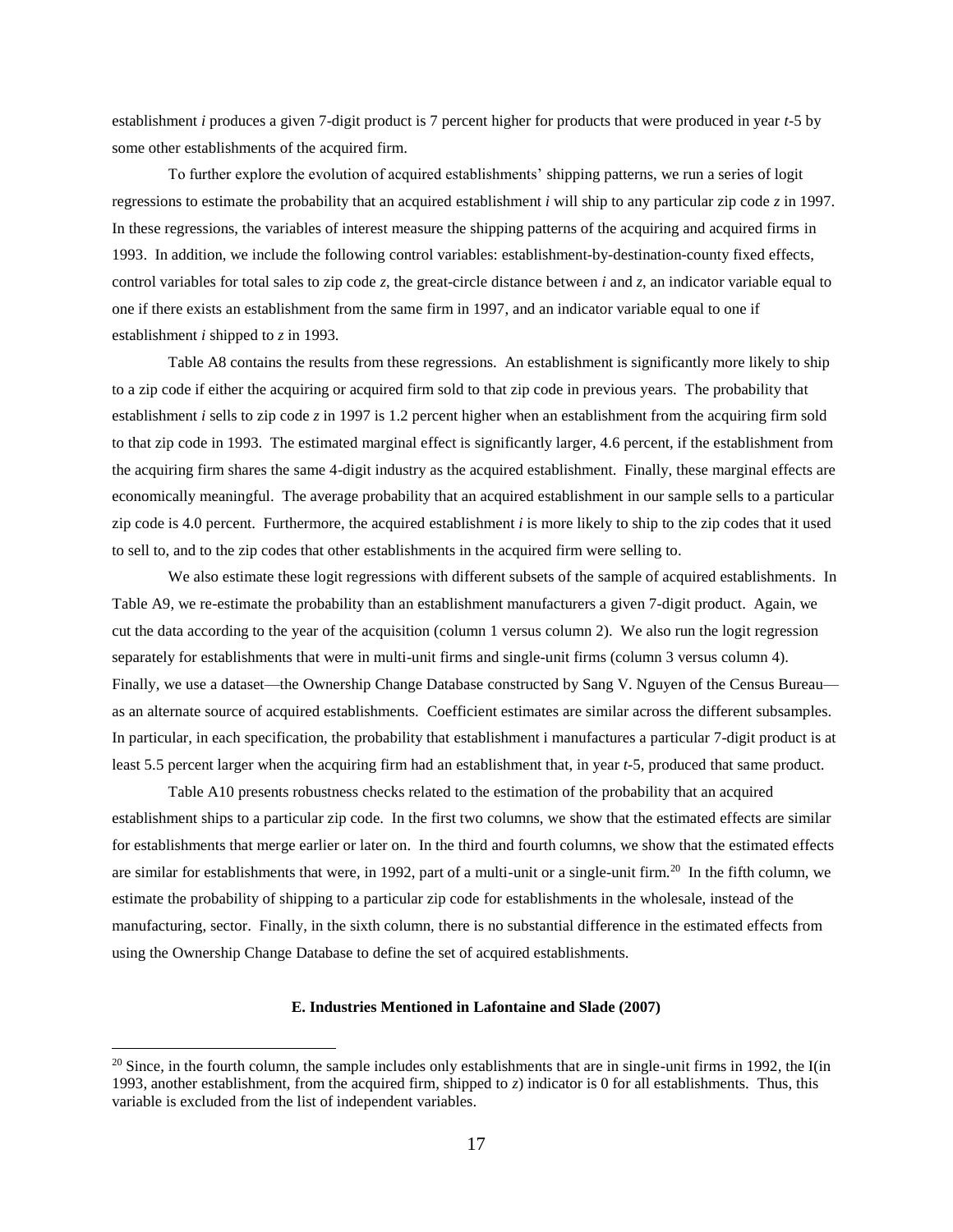establishment *i* produces a given 7-digit product is 7 percent higher for products that were produced in year *t*-5 by some other establishments of the acquired firm.

To further explore the evolution of acquired establishments' shipping patterns, we run a series of logit regressions to estimate the probability that an acquired establishment *i* will ship to any particular zip code *z* in 1997. In these regressions, the variables of interest measure the shipping patterns of the acquiring and acquired firms in 1993. In addition, we include the following control variables: establishment-by-destination-county fixed effects, control variables for total sales to zip code *z*, the great-circle distance between *i* and *z*, an indicator variable equal to one if there exists an establishment from the same firm in 1997, and an indicator variable equal to one if establishment *i* shipped to *z* in 1993.

Table A8 contains the results from these regressions. An establishment is significantly more likely to ship to a zip code if either the acquiring or acquired firm sold to that zip code in previous years. The probability that establishment *i* sells to zip code *z* in 1997 is 1.2 percent higher when an establishment from the acquiring firm sold to that zip code in 1993. The estimated marginal effect is significantly larger, 4.6 percent, if the establishment from the acquiring firm shares the same 4-digit industry as the acquired establishment. Finally, these marginal effects are economically meaningful. The average probability that an acquired establishment in our sample sells to a particular zip code is 4.0 percent. Furthermore, the acquired establishment *i* is more likely to ship to the zip codes that it used to sell to, and to the zip codes that other establishments in the acquired firm were selling to.

We also estimate these logit regressions with different subsets of the sample of acquired establishments. In Table A9, we re-estimate the probability than an establishment manufacturers a given 7-digit product. Again, we cut the data according to the year of the acquisition (column 1 versus column 2). We also run the logit regression separately for establishments that were in multi-unit firms and single-unit firms (column 3 versus column 4). Finally, we use a dataset—the Ownership Change Database constructed by Sang V. Nguyen of the Census Bureau—as an alternate source of acquired establishments. Coefficient estimates are similar across the different subsamples. In particular, in each specification, the probability that establishment i manufactures a particular 7-digit product is at least 5.5 percent larger when the acquiring firm had an establishment that, in year *t*-5, produced that same product.

Table A10 presents robustness checks related to the estimation of the probability that an acquired establishment ships to a particular zip code. In the first two columns, we show that the estimated effects are similar for establishments that merge earlier or later on. In the third and fourth columns, we show that the estimated effects are similar for establishments that were, in 1992, part of a multi-unit or a single-unit firm.[20] In the fifth column, we estimate the probability of shipping to a particular zip code for establishments in the wholesale, instead of the manufacturing, sector. Finally, in the sixth column, there is no substantial difference in the estimated effects from using the Ownership Change Database to define the set of acquired establishments.

### E. Industries Mentioned in Lafontaine and Slade (2007)

[20] Since, in the fourth column, the sample includes only establishments that are in single-unit firms in 1992, the I(in 1993, another establishment, from the acquired firm, shipped to *z*) indicator is 0 for all establishments. Thus, this variable is excluded from the list of independent variables.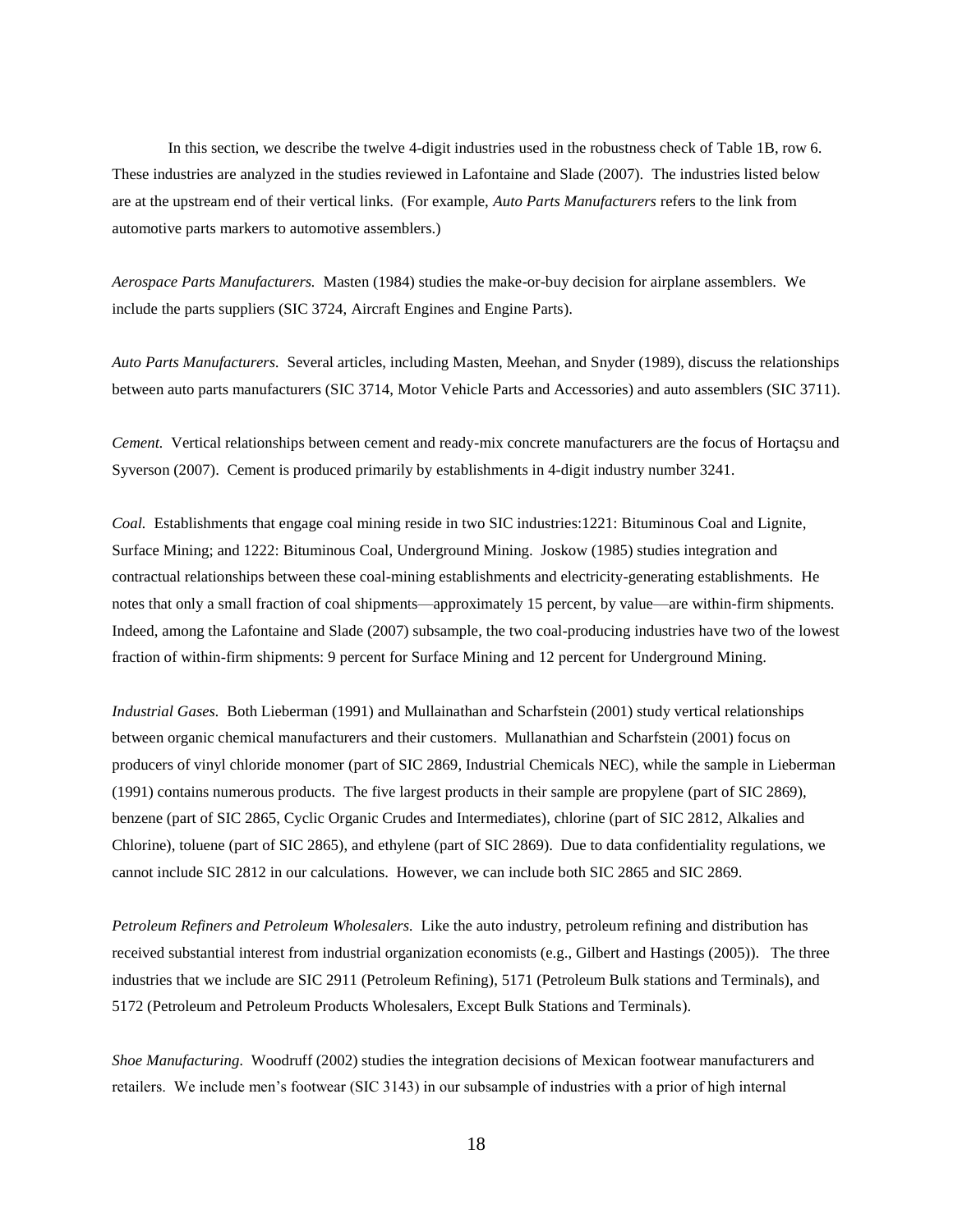In this section, we describe the twelve 4-digit industries used in the robustness check of Table 1B, row 6. These industries are analyzed in the studies reviewed in Lafontaine and Slade (2007). The industries listed below are at the upstream end of their vertical links. (For example, *Auto Parts Manufacturers* refers to the link from automotive parts markers to automotive assemblers.)

*Aerospace Parts Manufacturers.* Masten (1984) studies the make-or-buy decision for airplane assemblers. We include the parts suppliers (SIC 3724, Aircraft Engines and Engine Parts).

*Auto Parts Manufacturers.* Several articles, including Masten, Meehan, and Snyder (1989), discuss the relationships between auto parts manufacturers (SIC 3714, Motor Vehicle Parts and Accessories) and auto assemblers (SIC 3711).

*Cement.* Vertical relationships between cement and ready-mix concrete manufacturers are the focus of Hortaçsu and Syverson (2007). Cement is produced primarily by establishments in 4-digit industry number 3241.

*Coal.* Establishments that engage coal mining reside in two SIC industries:1221: Bituminous Coal and Lignite, Surface Mining; and 1222: Bituminous Coal, Underground Mining. Joskow (1985) studies integration and contractual relationships between these coal-mining establishments and electricity-generating establishments. He notes that only a small fraction of coal shipments—approximately 15 percent, by value—are within-firm shipments. Indeed, among the Lafontaine and Slade (2007) subsample, the two coal-producing industries have two of the lowest fraction of within-firm shipments: 9 percent for Surface Mining and 12 percent for Underground Mining.

*Industrial Gases.* Both Lieberman (1991) and Mullainathan and Scharfstein (2001) study vertical relationships between organic chemical manufacturers and their customers. Mullanathian and Scharfstein (2001) focus on producers of vinyl chloride monomer (part of SIC 2869, Industrial Chemicals NEC), while the sample in Lieberman (1991) contains numerous products. The five largest products in their sample are propylene (part of SIC 2869), benzene (part of SIC 2865, Cyclic Organic Crudes and Intermediates), chlorine (part of SIC 2812, Alkalies and Chlorine), toluene (part of SIC 2865), and ethylene (part of SIC 2869). Due to data confidentiality regulations, we cannot include SIC 2812 in our calculations. However, we can include both SIC 2865 and SIC 2869.

*Petroleum Refiners and Petroleum Wholesalers.* Like the auto industry, petroleum refining and distribution has received substantial interest from industrial organization economists (e.g., Gilbert and Hastings (2005)). The three industries that we include are SIC 2911 (Petroleum Refining), 5171 (Petroleum Bulk stations and Terminals), and 5172 (Petroleum and Petroleum Products Wholesalers, Except Bulk Stations and Terminals).

*Shoe Manufacturing.* Woodruff (2002) studies the integration decisions of Mexican footwear manufacturers and retailers. We include men's footwear (SIC 3143) in our subsample of industries with a prior of high internal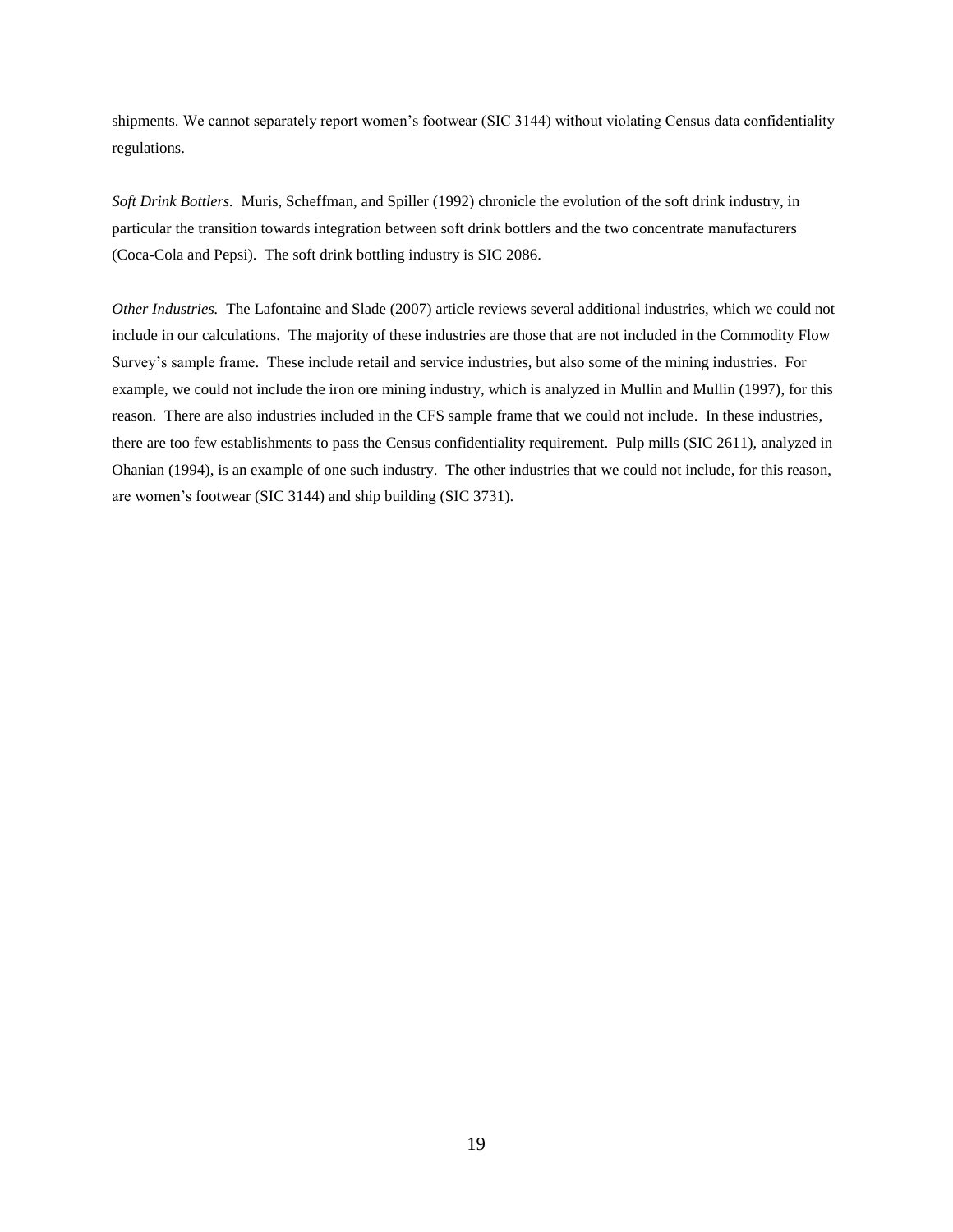shipments. We cannot separately report women's footwear (SIC 3144) without violating Census data confidentiality regulations.

*Soft Drink Bottlers.* Muris, Scheffman, and Spiller (1992) chronicle the evolution of the soft drink industry, in particular the transition towards integration between soft drink bottlers and the two concentrate manufacturers (Coca-Cola and Pepsi). The soft drink bottling industry is SIC 2086.

*Other Industries.* The Lafontaine and Slade (2007) article reviews several additional industries, which we could not include in our calculations. The majority of these industries are those that are not included in the Commodity Flow Survey's sample frame. These include retail and service industries, but also some of the mining industries. For example, we could not include the iron ore mining industry, which is analyzed in Mullin and Mullin (1997), for this reason. There are also industries included in the CFS sample frame that we could not include. In these industries, there are too few establishments to pass the Census confidentiality requirement. Pulp mills (SIC 2611), analyzed in Ohanian (1994), is an example of one such industry. The other industries that we could not include, for this reason, are women's footwear (SIC 3144) and ship building (SIC 3731).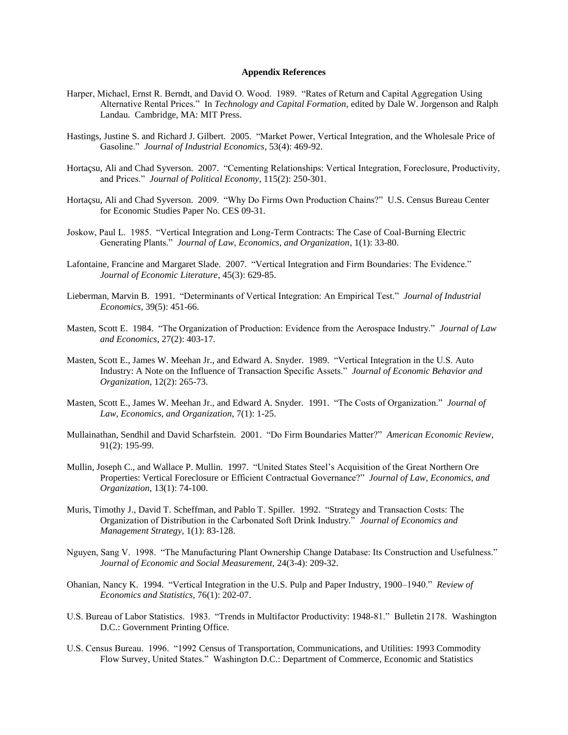**Appendix References**

Harper, Michael, Ernst R. Berndt, and David O. Wood. 1989. "Rates of Return and Capital Aggregation Using Alternative Rental Prices." In *Technology and Capital Formation*, edited by Dale W. Jorgenson and Ralph Landau. Cambridge, MA: MIT Press.

Hastings, Justine S. and Richard J. Gilbert. 2005. "Market Power, Vertical Integration, and the Wholesale Price of Gasoline." *Journal of Industrial Economics*, 53(4): 469-92.

Hortaçsu, Ali and Chad Syverson. 2007. "Cementing Relationships: Vertical Integration, Foreclosure, Productivity, and Prices." *Journal of Political Economy*, 115(2): 250-301.

Hortaçsu, Ali and Chad Syverson. 2009. "Why Do Firms Own Production Chains?" U.S. Census Bureau Center for Economic Studies Paper No. CES 09-31.

Joskow, Paul L. 1985. "Vertical Integration and Long-Term Contracts: The Case of Coal-Burning Electric Generating Plants." *Journal of Law, Economics, and Organization*, 1(1): 33-80.

Lafontaine, Francine and Margaret Slade. 2007. "Vertical Integration and Firm Boundaries: The Evidence." *Journal of Economic Literature*, 45(3): 629-85.

Lieberman, Marvin B. 1991. "Determinants of Vertical Integration: An Empirical Test." *Journal of Industrial Economics*, 39(5): 451-66.

Masten, Scott E. 1984. "The Organization of Production: Evidence from the Aerospace Industry." *Journal of Law and Economics*, 27(2): 403-17.

Masten, Scott E., James W. Meehan Jr., and Edward A. Snyder. 1989. "Vertical Integration in the U.S. Auto Industry: A Note on the Influence of Transaction Specific Assets." *Journal of Economic Behavior and Organization*, 12(2): 265-73.

Masten, Scott E., James W. Meehan Jr., and Edward A. Snyder. 1991. "The Costs of Organization." *Journal of Law, Economics, and Organization*, 7(1): 1-25.

Mullainathan, Sendhil and David Scharfstein. 2001. "Do Firm Boundaries Matter?" *American Economic Review*, 91(2): 195-99.

Mullin, Joseph C., and Wallace P. Mullin. 1997. "United States Steel's Acquisition of the Great Northern Ore Properties: Vertical Foreclosure or Efficient Contractual Governance?" *Journal of Law, Economics, and Organization*, 13(1): 74-100.

Muris, Timothy J., David T. Scheffman, and Pablo T. Spiller. 1992. "Strategy and Transaction Costs: The Organization of Distribution in the Carbonated Soft Drink Industry." *Journal of Economics and Management Strategy*, 1(1): 83-128.

Nguyen, Sang V. 1998. "The Manufacturing Plant Ownership Change Database: Its Construction and Usefulness." *Journal of Economic and Social Measurement*, 24(3-4): 209-32.

Ohanian, Nancy K. 1994. "Vertical Integration in the U.S. Pulp and Paper Industry, 1900–1940." *Review of Economics and Statistics*, 76(1): 202-07.

U.S. Bureau of Labor Statistics. 1983. "Trends in Multifactor Productivity: 1948-81." Bulletin 2178. Washington D.C.: Government Printing Office.

U.S. Census Bureau. 1996. "1992 Census of Transportation, Communications, and Utilities: 1993 Commodity Flow Survey, United States." Washington D.C.: Department of Commerce, Economic and Statistics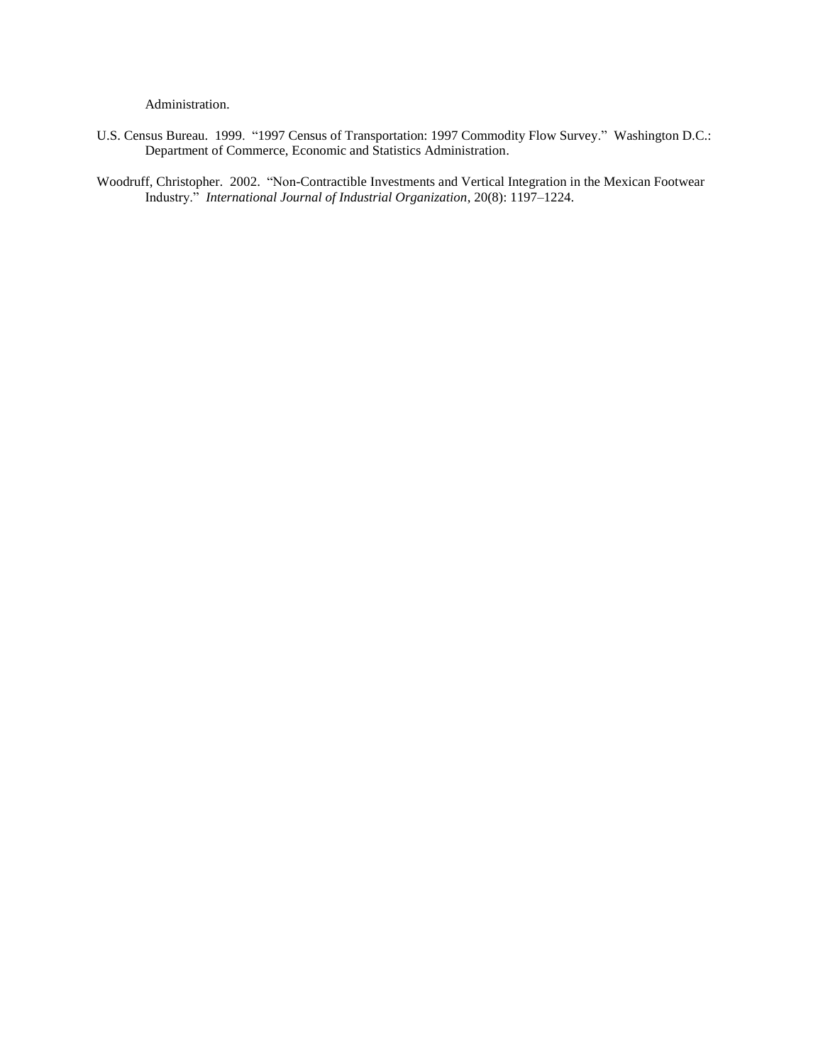Administration.

U.S. Census Bureau. 1999. "1997 Census of Transportation: 1997 Commodity Flow Survey." Washington D.C.: Department of Commerce, Economic and Statistics Administration.

Woodruff, Christopher. 2002. "Non-Contractible Investments and Vertical Integration in the Mexican Footwear Industry." *International Journal of Industrial Organization*, 20(8): 1197–1224.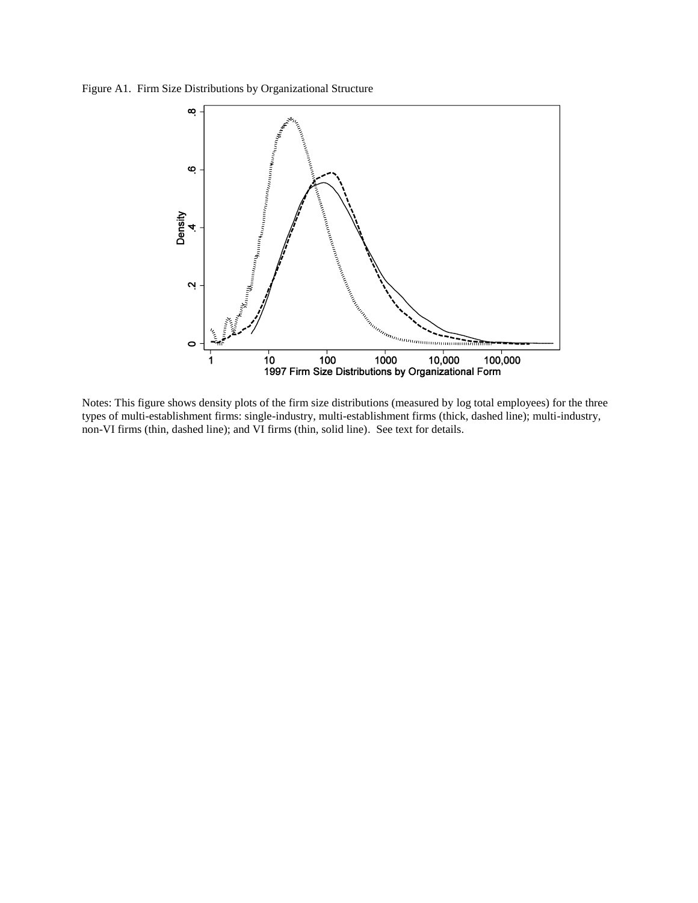Figure A1. Firm Size Distributions by Organizational Structure

Notes: This figure shows density plots of the firm size distributions (measured by log total employees) for the three types of multi-establishment firms: single-industry, multi-establishment firms (thick, dashed line); multi-industry, non-VI firms (thin, dashed line); and VI firms (thin, solid line). See text for details.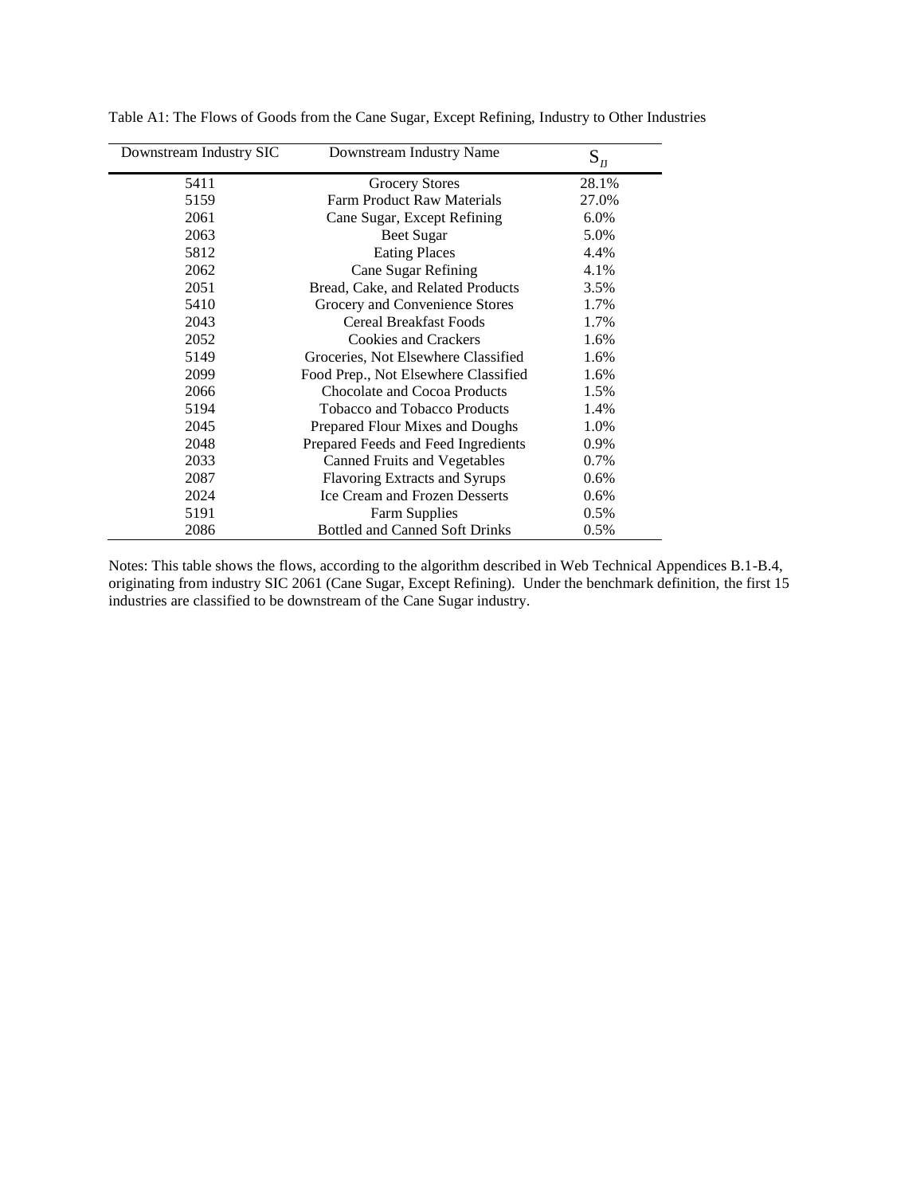Table A1: The Flows of Goods from the Cane Sugar, Except Refining, Industry to Other Industries

| Downstream Industry SIC | Downstream Industry Name | $S_{IJ}$ |
|---|---|---|
| 5411 | Grocery Stores | 28.1% |
| 5159 | Farm Product Raw Materials | 27.0% |
| 2061 | Cane Sugar, Except Refining | 6.0% |
| 2063 | Beet Sugar | 5.0% |
| 5812 | Eating Places | 4.4% |
| 2062 | Cane Sugar Refining | 4.1% |
| 2051 | Bread, Cake, and Related Products | 3.5% |
| 5410 | Grocery and Convenience Stores | 1.7% |
| 2043 | Cereal Breakfast Foods | 1.7% |
| 2052 | Cookies and Crackers | 1.6% |
| 5149 | Groceries, Not Elsewhere Classified | 1.6% |
| 2099 | Food Prep., Not Elsewhere Classified | 1.6% |
| 2066 | Chocolate and Cocoa Products | 1.5% |
| 5194 | Tobacco and Tobacco Products | 1.4% |
| 2045 | Prepared Flour Mixes and Doughs | 1.0% |
| 2048 | Prepared Feeds and Feed Ingredients | 0.9% |
| 2033 | Canned Fruits and Vegetables | 0.7% |
| 2087 | Flavoring Extracts and Syrups | 0.6% |
| 2024 | Ice Cream and Frozen Desserts | 0.6% |
| 5191 | Farm Supplies | 0.5% |
| 2086 | Bottled and Canned Soft Drinks | 0.5% |

Notes: This table shows the flows, according to the algorithm described in Web Technical Appendices B.1-B.4, originating from industry SIC 2061 (Cane Sugar, Except Refining). Under the benchmark definition, the first 15 industries are classified to be downstream of the Cane Sugar industry.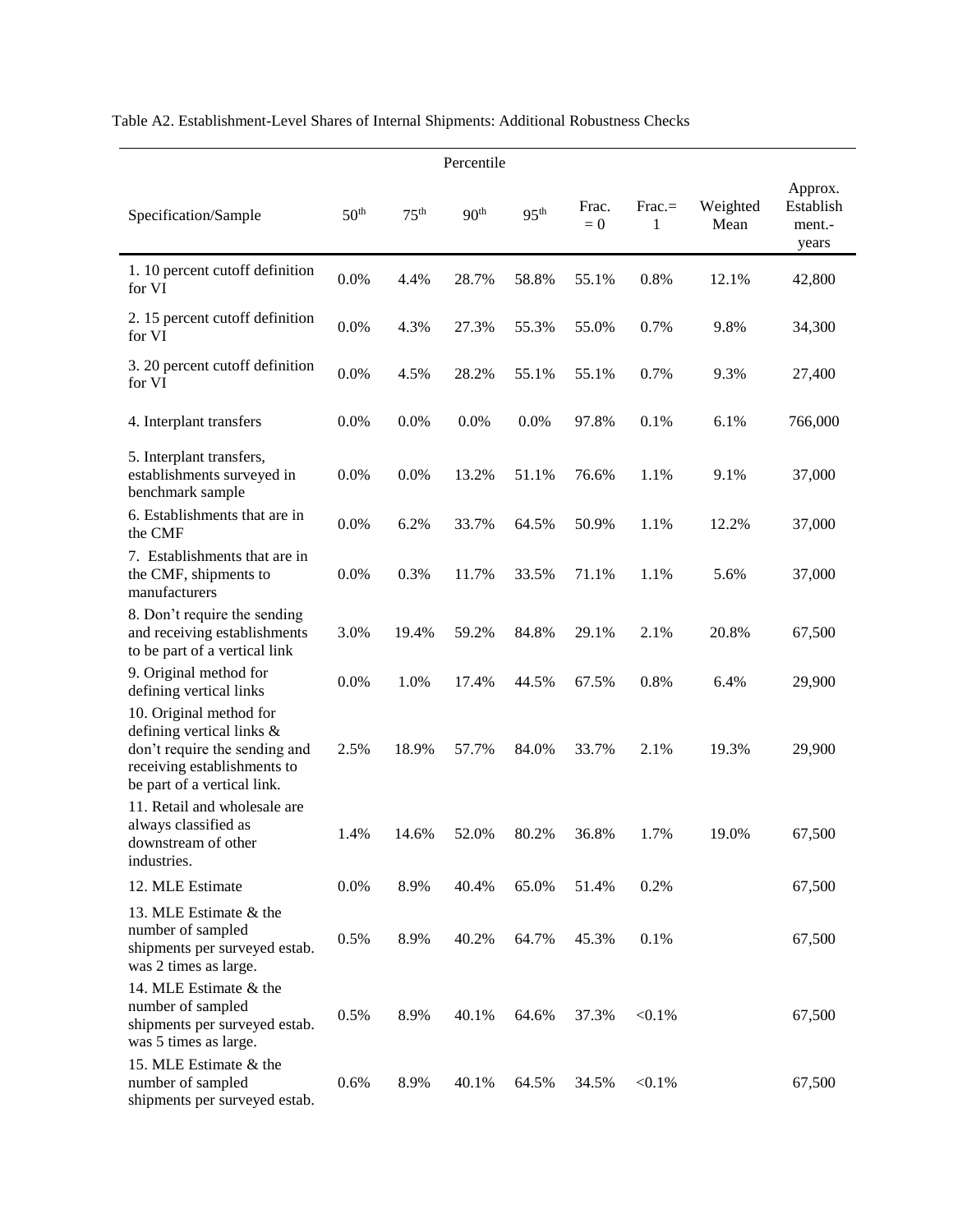Table A2. Establishment-Level Shares of Internal Shipments: Additional Robustness Checks

| | Percentile | | | | | | | |
|---|---|---|---|---|---|---|---|---|
| Specification/Sample | 50th | 75th | 90th | 95th | Frac. = 0 | Frac.= 1 | Weighted Mean | Approx. Establishment.-years |
| 1. 10 percent cutoff definition for VI | 0.0% | 4.4% | 28.7% | 58.8% | 55.1% | 0.8% | 12.1% | 42,800 |
| 2. 15 percent cutoff definition for VI | 0.0% | 4.3% | 27.3% | 55.3% | 55.0% | 0.7% | 9.8% | 34,300 |
| 3. 20 percent cutoff definition for VI | 0.0% | 4.5% | 28.2% | 55.1% | 55.1% | 0.7% | 9.3% | 27,400 |
| 4. Interplant transfers | 0.0% | 0.0% | 0.0% | 0.0% | 97.8% | 0.1% | 6.1% | 766,000 |
| 5. Interplant transfers, establishments surveyed in benchmark sample | 0.0% | 0.0% | 13.2% | 51.1% | 76.6% | 1.1% | 9.1% | 37,000 |
| 6. Establishments that are in the CMF | 0.0% | 6.2% | 33.7% | 64.5% | 50.9% | 1.1% | 12.2% | 37,000 |
| 7. Establishments that are in the CMF, shipments to manufacturers | 0.0% | 0.3% | 11.7% | 33.5% | 71.1% | 1.1% | 5.6% | 37,000 |
| 8. Don't require the sending and receiving establishments to be part of a vertical link | 3.0% | 19.4% | 59.2% | 84.8% | 29.1% | 2.1% | 20.8% | 67,500 |
| 9. Original method for defining vertical links | 0.0% | 1.0% | 17.4% | 44.5% | 67.5% | 0.8% | 6.4% | 29,900 |
| 10. Original method for defining vertical links & don't require the sending and receiving establishments to be part of a vertical link. | 2.5% | 18.9% | 57.7% | 84.0% | 33.7% | 2.1% | 19.3% | 29,900 |
| 11. Retail and wholesale are always classified as downstream of other industries. | 1.4% | 14.6% | 52.0% | 80.2% | 36.8% | 1.7% | 19.0% | 67,500 |
| 12. MLE Estimate | 0.0% | 8.9% | 40.4% | 65.0% | 51.4% | 0.2% | | 67,500 |
| 13. MLE Estimate & the number of sampled shipments per surveyed estab. was 2 times as large. | 0.5% | 8.9% | 40.2% | 64.7% | 45.3% | 0.1% | | 67,500 |
| 14. MLE Estimate & the number of sampled shipments per surveyed estab. was 5 times as large. | 0.5% | 8.9% | 40.1% | 64.6% | 37.3% | <0.1% | | 67,500 |
| 15. MLE Estimate & the number of sampled shipments per surveyed estab. | 0.6% | 8.9% | 40.1% | 64.5% | 34.5% | <0.1% | | 67,500 |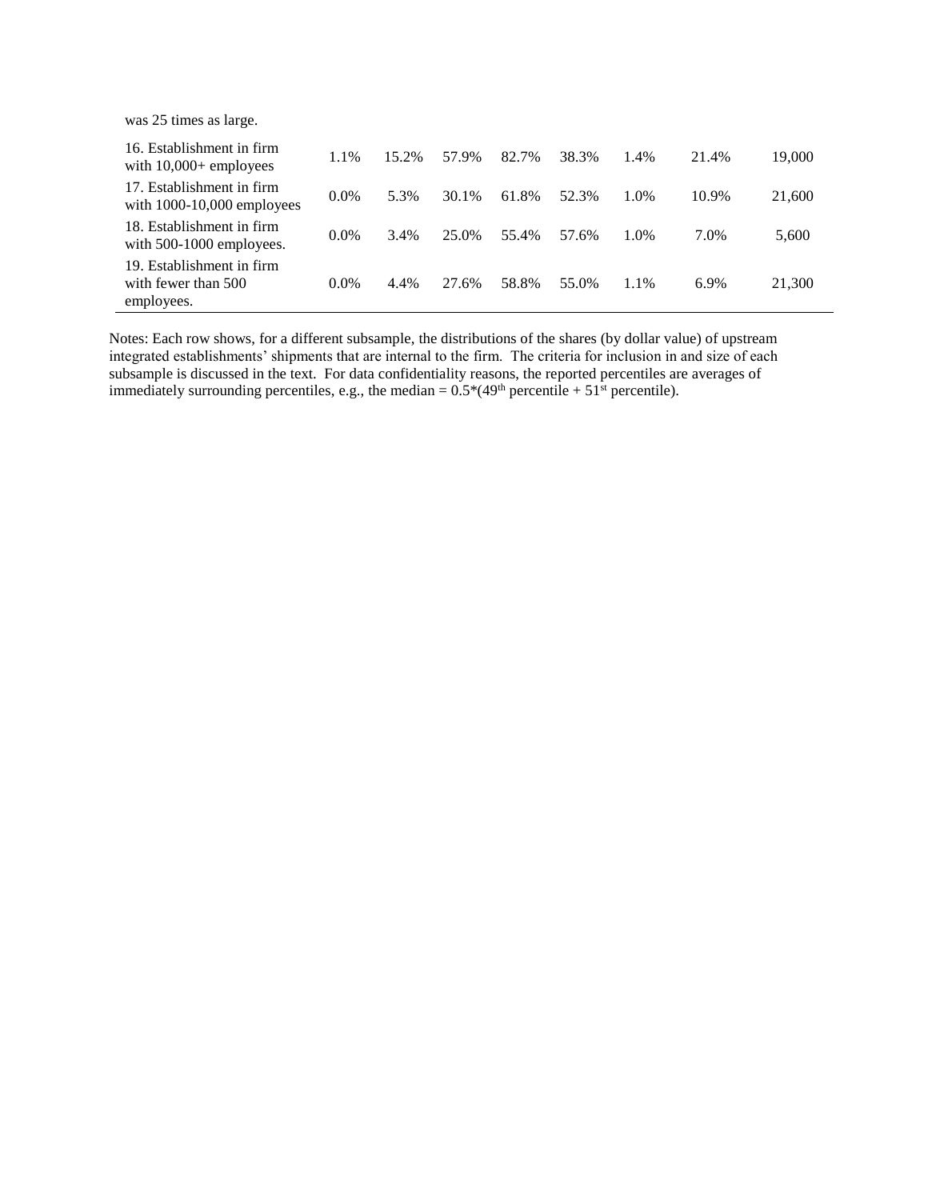| | | | | | | | | |
|---|---|---|---|---|---|---|---|---|
| was 25 times as large. | | | | | | | | |
| 16. Establishment in firm with 10,000+ employees | 1.1% | 15.2% | 57.9% | 82.7% | 38.3% | 1.4% | 21.4% | 19,000 |
| 17. Establishment in firm with 1000-10,000 employees | 0.0% | 5.3% | 30.1% | 61.8% | 52.3% | 1.0% | 10.9% | 21,600 |
| 18. Establishment in firm with 500-1000 employees. | 0.0% | 3.4% | 25.0% | 55.4% | 57.6% | 1.0% | 7.0% | 5,600 |
| 19. Establishment in firm with fewer than 500 employees. | 0.0% | 4.4% | 27.6% | 58.8% | 55.0% | 1.1% | 6.9% | 21,300 |

Notes: Each row shows, for a different subsample, the distributions of the shares (by dollar value) of upstream integrated establishments' shipments that are internal to the firm. The criteria for inclusion in and size of each subsample is discussed in the text. For data confidentiality reasons, the reported percentiles are averages of immediately surrounding percentiles, e.g., the median = 0.5*(49$^{th}$ percentile + 51$^{st}$ percentile).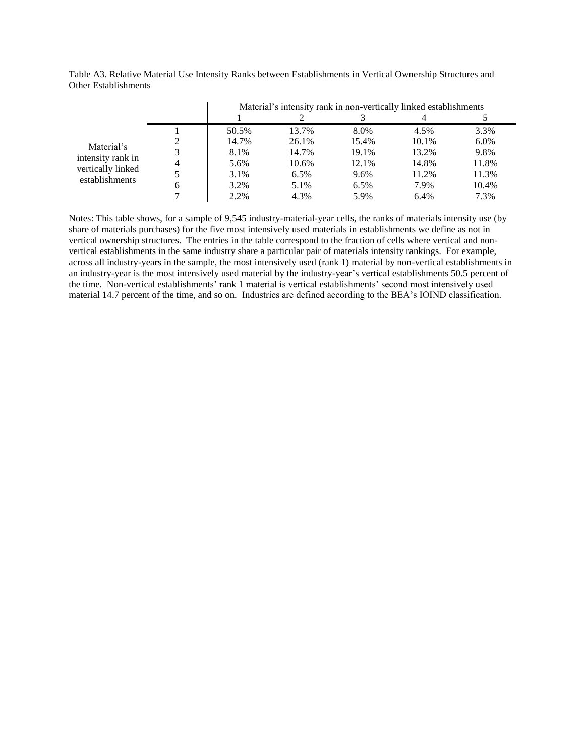Table A3. Relative Material Use Intensity Ranks between Establishments in Vertical Ownership Structures and Other Establishments

| | | Material's intensity rank in non-vertically linked establishments | | | | |
|---|---|---|---|---|---|---|
| | | 1 | 2 | 3 | 4 | 5 |
| Material's intensity rank in vertically linked establishments | 1 | 50.5% | 13.7% | 8.0% | 4.5% | 3.3% |
| | 2 | 14.7% | 26.1% | 15.4% | 10.1% | 6.0% |
| | 3 | 8.1% | 14.7% | 19.1% | 13.2% | 9.8% |
| | 4 | 5.6% | 10.6% | 12.1% | 14.8% | 11.8% |
| | 5 | 3.1% | 6.5% | 9.6% | 11.2% | 11.3% |
| | 6 | 3.2% | 5.1% | 6.5% | 7.9% | 10.4% |
| | 7 | 2.2% | 4.3% | 5.9% | 6.4% | 7.3% |

Notes: This table shows, for a sample of 9,545 industry-material-year cells, the ranks of materials intensity use (by share of materials purchases) for the five most intensively used materials in establishments we define as not in vertical ownership structures. The entries in the table correspond to the fraction of cells where vertical and non-vertical establishments in the same industry share a particular pair of materials intensity rankings. For example, across all industry-years in the sample, the most intensively used (rank 1) material by non-vertical establishments in an industry-year is the most intensively used material by the industry-year's vertical establishments 50.5 percent of the time. Non-vertical establishments' rank 1 material is vertical establishments' second most intensively used material 14.7 percent of the time, and so on. Industries are defined according to the BEA's IOIND classification.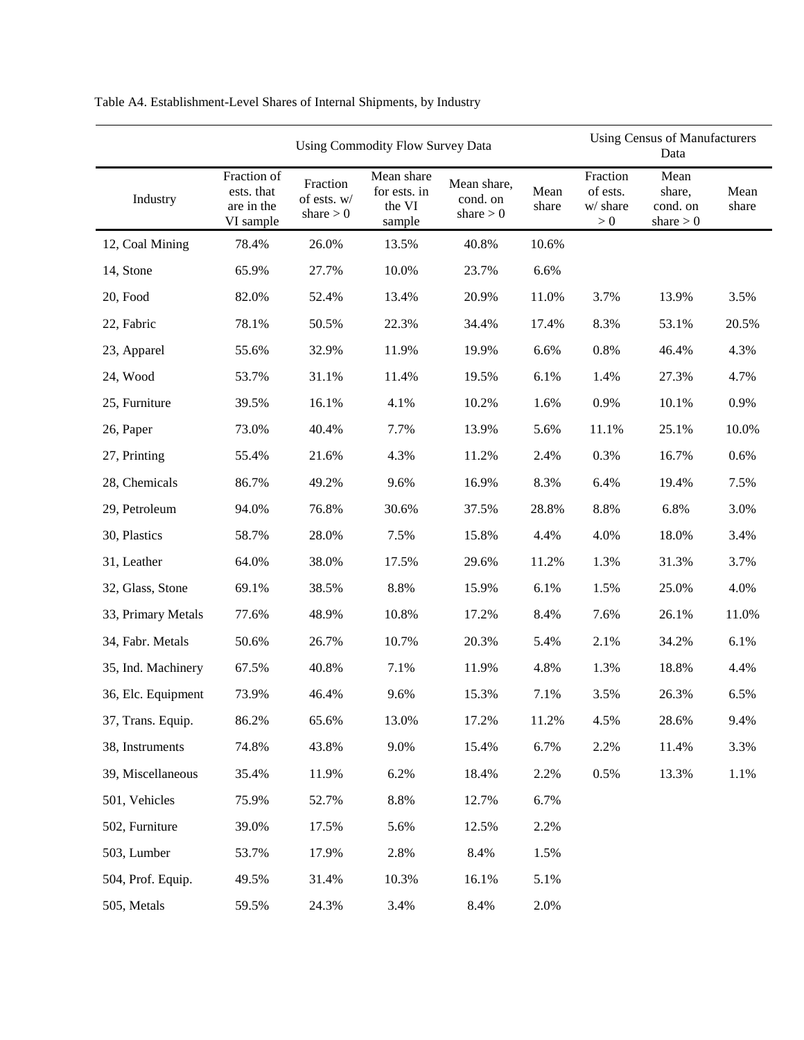Table A4. Establishment-Level Shares of Internal Shipments, by Industry

| | Using Commodity Flow Survey Data | | | | | Using Census of Manufacturers Data | | |
|---|---|---|---|---|---|---|---|---|
| Industry | Fraction of ests. that are in the VI sample | Fraction of ests. w/ share > 0 | Mean share for ests. in the VI sample | Mean share, cond. on share > 0 | Mean share | Fraction of ests. w/ share > 0 | Mean share, cond. on share > 0 | Mean share |
| 12, Coal Mining | 78.4% | 26.0% | 13.5% | 40.8% | 10.6% | | | |
| 14, Stone | 65.9% | 27.7% | 10.0% | 23.7% | 6.6% | | | |
| 20, Food | 82.0% | 52.4% | 13.4% | 20.9% | 11.0% | 3.7% | 13.9% | 3.5% |
| 22, Fabric | 78.1% | 50.5% | 22.3% | 34.4% | 17.4% | 8.3% | 53.1% | 20.5% |
| 23, Apparel | 55.6% | 32.9% | 11.9% | 19.9% | 6.6% | 0.8% | 46.4% | 4.3% |
| 24, Wood | 53.7% | 31.1% | 11.4% | 19.5% | 6.1% | 1.4% | 27.3% | 4.7% |
| 25, Furniture | 39.5% | 16.1% | 4.1% | 10.2% | 1.6% | 0.9% | 10.1% | 0.9% |
| 26, Paper | 73.0% | 40.4% | 7.7% | 13.9% | 5.6% | 11.1% | 25.1% | 10.0% |
| 27, Printing | 55.4% | 21.6% | 4.3% | 11.2% | 2.4% | 0.3% | 16.7% | 0.6% |
| 28, Chemicals | 86.7% | 49.2% | 9.6% | 16.9% | 8.3% | 6.4% | 19.4% | 7.5% |
| 29, Petroleum | 94.0% | 76.8% | 30.6% | 37.5% | 28.8% | 8.8% | 6.8% | 3.0% |
| 30, Plastics | 58.7% | 28.0% | 7.5% | 15.8% | 4.4% | 4.0% | 18.0% | 3.4% |
| 31, Leather | 64.0% | 38.0% | 17.5% | 29.6% | 11.2% | 1.3% | 31.3% | 3.7% |
| 32, Glass, Stone | 69.1% | 38.5% | 8.8% | 15.9% | 6.1% | 1.5% | 25.0% | 4.0% |
| 33, Primary Metals | 77.6% | 48.9% | 10.8% | 17.2% | 8.4% | 7.6% | 26.1% | 11.0% |
| 34, Fabr. Metals | 50.6% | 26.7% | 10.7% | 20.3% | 5.4% | 2.1% | 34.2% | 6.1% |
| 35, Ind. Machinery | 67.5% | 40.8% | 7.1% | 11.9% | 4.8% | 1.3% | 18.8% | 4.4% |
| 36, Elc. Equipment | 73.9% | 46.4% | 9.6% | 15.3% | 7.1% | 3.5% | 26.3% | 6.5% |
| 37, Trans. Equip. | 86.2% | 65.6% | 13.0% | 17.2% | 11.2% | 4.5% | 28.6% | 9.4% |
| 38, Instruments | 74.8% | 43.8% | 9.0% | 15.4% | 6.7% | 2.2% | 11.4% | 3.3% |
| 39, Miscellaneous | 35.4% | 11.9% | 6.2% | 18.4% | 2.2% | 0.5% | 13.3% | 1.1% |
| 501, Vehicles | 75.9% | 52.7% | 8.8% | 12.7% | 6.7% | | | |
| 502, Furniture | 39.0% | 17.5% | 5.6% | 12.5% | 2.2% | | | |
| 503, Lumber | 53.7% | 17.9% | 2.8% | 8.4% | 1.5% | | | |
| 504, Prof. Equip. | 49.5% | 31.4% | 10.3% | 16.1% | 5.1% | | | |
| 505, Metals | 59.5% | 24.3% | 3.4% | 8.4% | 2.0% | | | |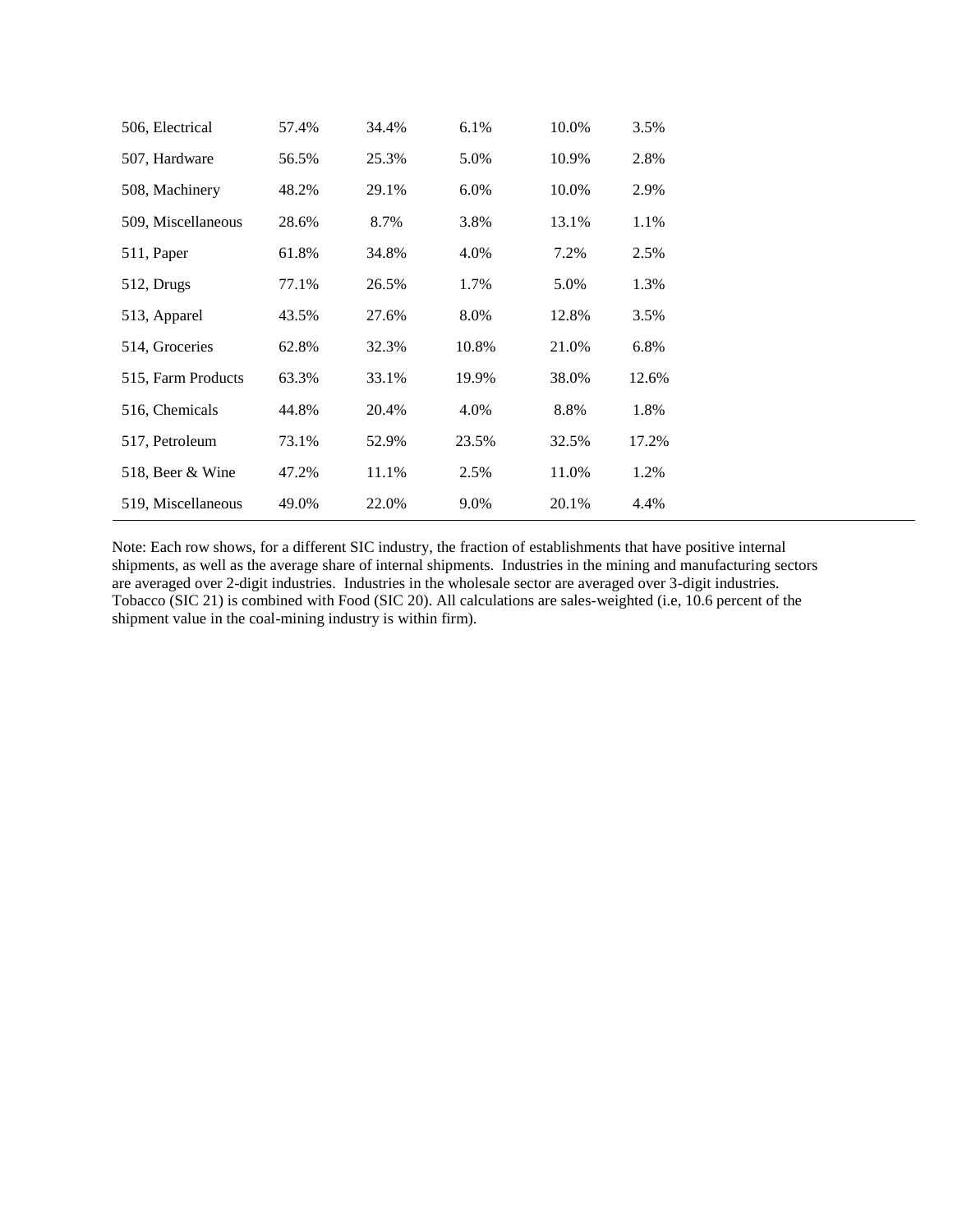| | | | | | |
|---|---|---|---|---|---|
| 506, Electrical | 57.4% | 34.4% | 6.1% | 10.0% | 3.5% |
| 507, Hardware | 56.5% | 25.3% | 5.0% | 10.9% | 2.8% |
| 508, Machinery | 48.2% | 29.1% | 6.0% | 10.0% | 2.9% |
| 509, Miscellaneous | 28.6% | 8.7% | 3.8% | 13.1% | 1.1% |
| 511, Paper | 61.8% | 34.8% | 4.0% | 7.2% | 2.5% |
| 512, Drugs | 77.1% | 26.5% | 1.7% | 5.0% | 1.3% |
| 513, Apparel | 43.5% | 27.6% | 8.0% | 12.8% | 3.5% |
| 514, Groceries | 62.8% | 32.3% | 10.8% | 21.0% | 6.8% |
| 515, Farm Products | 63.3% | 33.1% | 19.9% | 38.0% | 12.6% |
| 516, Chemicals | 44.8% | 20.4% | 4.0% | 8.8% | 1.8% |
| 517, Petroleum | 73.1% | 52.9% | 23.5% | 32.5% | 17.2% |
| 518, Beer & Wine | 47.2% | 11.1% | 2.5% | 11.0% | 1.2% |
| 519, Miscellaneous | 49.0% | 22.0% | 9.0% | 20.1% | 4.4% |

Note: Each row shows, for a different SIC industry, the fraction of establishments that have positive internal shipments, as well as the average share of internal shipments. Industries in the mining and manufacturing sectors are averaged over 2-digit industries. Industries in the wholesale sector are averaged over 3-digit industries. Tobacco (SIC 21) is combined with Food (SIC 20). All calculations are sales-weighted (i.e, 10.6 percent of the shipment value in the coal-mining industry is within firm).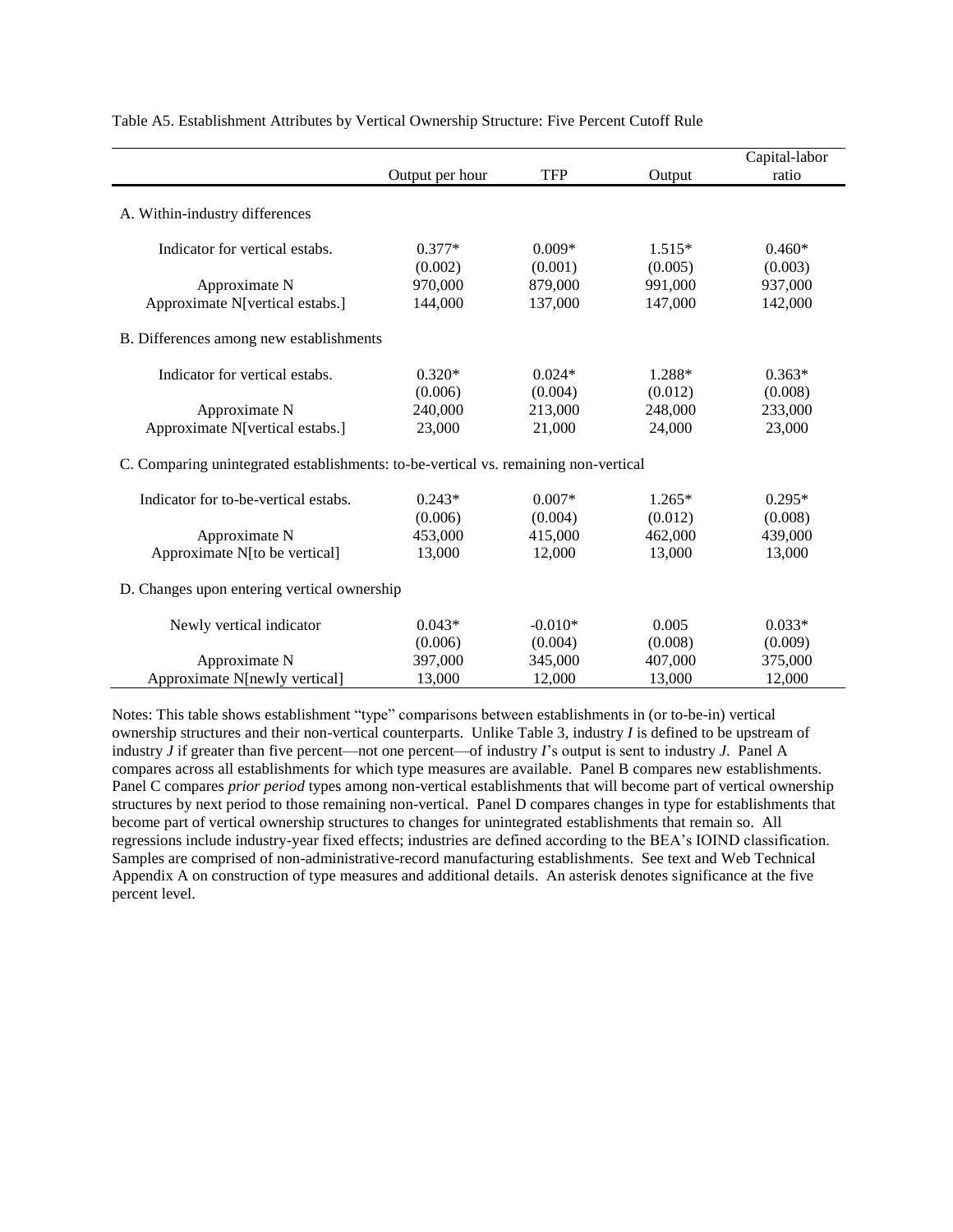Table A5. Establishment Attributes by Vertical Ownership Structure: Five Percent Cutoff Rule

| | Output per hour | TFP | Output | Capital-labor ratio |
|---|---|---|---|---|
| A. Within-industry differences | | | | |
| Indicator for vertical estabs. | 0.377* | 0.009* | 1.515* | 0.460* |
| | (0.002) | (0.001) | (0.005) | (0.003) |
| Approximate N | 970,000 | 879,000 | 991,000 | 937,000 |
| Approximate N[vertical estabs.] | 144,000 | 137,000 | 147,000 | 142,000 |
| B. Differences among new establishments | | | | |
| Indicator for vertical estabs. | 0.320* | 0.024* | 1.288* | 0.363* |
| | (0.006) | (0.004) | (0.012) | (0.008) |
| Approximate N | 240,000 | 213,000 | 248,000 | 233,000 |
| Approximate N[vertical estabs.] | 23,000 | 21,000 | 24,000 | 23,000 |
| C. Comparing unintegrated establishments: to-be-vertical vs. remaining non-vertical | | | | |
| Indicator for to-be-vertical estabs. | 0.243* | 0.007* | 1.265* | 0.295* |
| | (0.006) | (0.004) | (0.012) | (0.008) |
| Approximate N | 453,000 | 415,000 | 462,000 | 439,000 |
| Approximate N[to be vertical] | 13,000 | 12,000 | 13,000 | 13,000 |
| D. Changes upon entering vertical ownership | | | | |
| Newly vertical indicator | 0.043* | -0.010* | 0.005 | 0.033* |
| | (0.006) | (0.004) | (0.008) | (0.009) |
| Approximate N | 397,000 | 345,000 | 407,000 | 375,000 |
| Approximate N[newly vertical] | 13,000 | 12,000 | 13,000 | 12,000 |

Notes: This table shows establishment "type" comparisons between establishments in (or to-be-in) vertical ownership structures and their non-vertical counterparts. Unlike Table 3, industry *I* is defined to be upstream of industry *J* if greater than five percent—not one percent—of industry *I*'s output is sent to industry *J*. Panel A compares across all establishments for which type measures are available. Panel B compares new establishments. Panel C compares *prior period* types among non-vertical establishments that will become part of vertical ownership structures by next period to those remaining non-vertical. Panel D compares changes in type for establishments that become part of vertical ownership structures to changes for unintegrated establishments that remain so. All regressions include industry-year fixed effects; industries are defined according to the BEA's IOIND classification. Samples are comprised of non-administrative-record manufacturing establishments. See text and Web Technical Appendix A on construction of type measures and additional details. An asterisk denotes significance at the five percent level.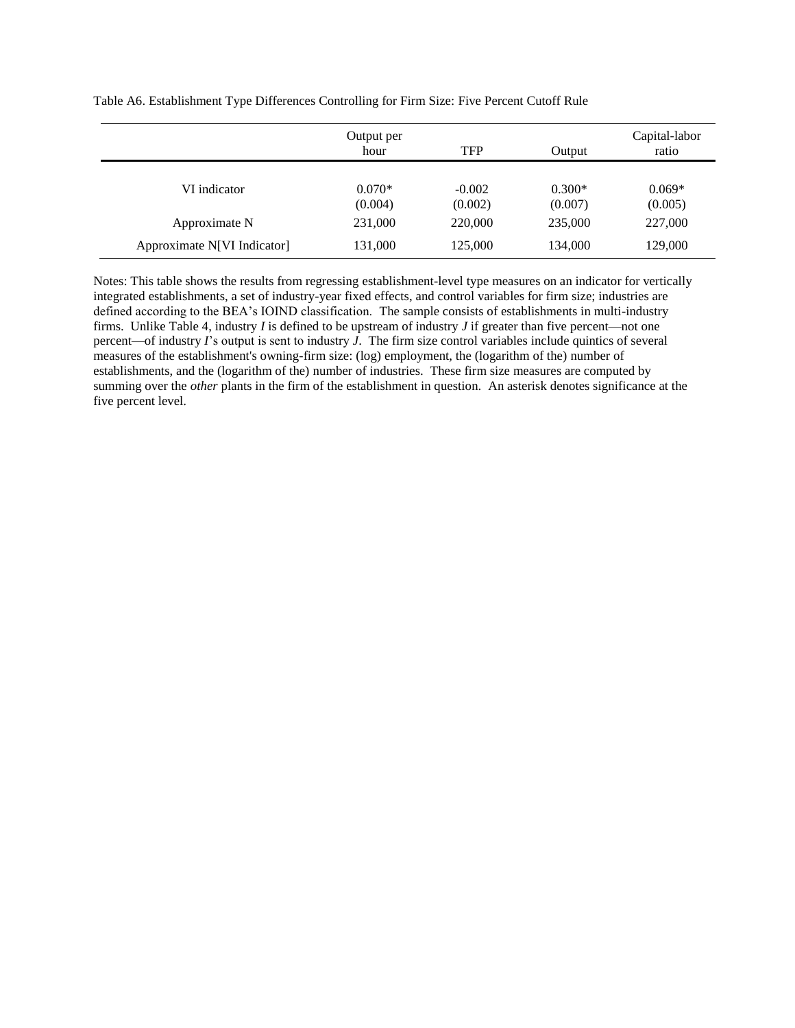Table A6. Establishment Type Differences Controlling for Firm Size: Five Percent Cutoff Rule

| | Output per hour | TFP | Output | Capital-labor ratio |
|---|---|---|---|---|
| VI indicator | 0.070* | -0.002 | 0.300* | 0.069* |
| | (0.004) | (0.002) | (0.007) | (0.005) |
| Approximate N | 231,000 | 220,000 | 235,000 | 227,000 |
| Approximate N[VI Indicator] | 131,000 | 125,000 | 134,000 | 129,000 |

Notes: This table shows the results from regressing establishment-level type measures on an indicator for vertically integrated establishments, a set of industry-year fixed effects, and control variables for firm size; industries are defined according to the BEA's IOIND classification. The sample consists of establishments in multi-industry firms. Unlike Table 4, industry *I* is defined to be upstream of industry *J* if greater than five percent—not one percent—of industry *I*'s output is sent to industry *J*. The firm size control variables include quintics of several measures of the establishment's owning-firm size: (log) employment, the (logarithm of the) number of establishments, and the (logarithm of the) number of industries. These firm size measures are computed by summing over the *other* plants in the firm of the establishment in question. An asterisk denotes significance at the five percent level.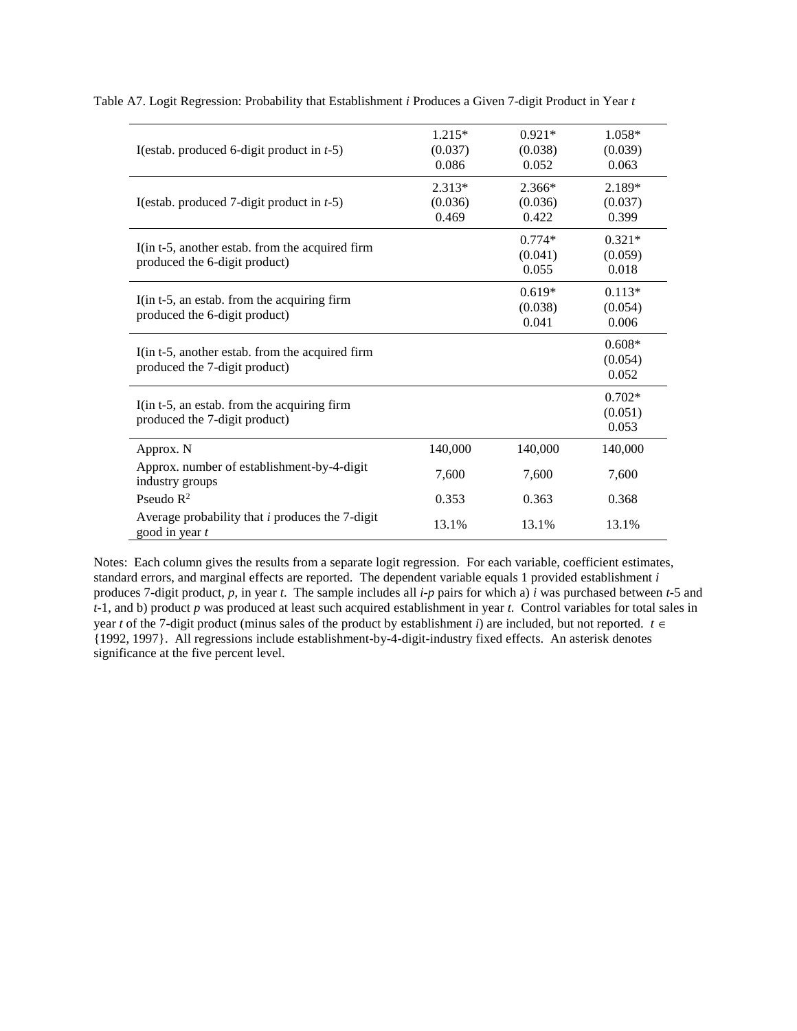Table A7. Logit Regression: Probability that Establishment *i* Produces a Given 7-digit Product in Year *t*

| | | | |
|---|---|---|---|
| I(estab. produced 6-digit product in *t*-5) | 1.215*<br>(0.037)<br>0.086 | 0.921*<br>(0.038)<br>0.052 | 1.058*<br>(0.039)<br>0.063 |
| I(estab. produced 7-digit product in *t*-5) | 2.313*<br>(0.036)<br>0.469 | 2.366*<br>(0.036)<br>0.422 | 2.189*<br>(0.037)<br>0.399 |
| I(in t-5, another estab. from the acquired firm produced the 6-digit product) | | 0.774*<br>(0.041)<br>0.055 | 0.321*<br>(0.059)<br>0.018 |
| I(in t-5, an estab. from the acquiring firm produced the 6-digit product) | | 0.619*<br>(0.038)<br>0.041 | 0.113*<br>(0.054)<br>0.006 |
| I(in t-5, another estab. from the acquired firm produced the 7-digit product) | | | 0.608*<br>(0.054)<br>0.052 |
| I(in t-5, an estab. from the acquiring firm produced the 7-digit product) | | | 0.702*<br>(0.051)<br>0.053 |
| Approx. N | 140,000 | 140,000 | 140,000 |
| Approx. number of establishment-by-4-digit industry groups | 7,600 | 7,600 | 7,600 |
| Pseudo $R^2$ | 0.353 | 0.363 | 0.368 |
| Average probability that *i* produces the 7-digit good in year *t* | 13.1% | 13.1% | 13.1% |

Notes: Each column gives the results from a separate logit regression. For each variable, coefficient estimates, standard errors, and marginal effects are reported. The dependent variable equals 1 provided establishment *i* produces 7-digit product, *p*, in year *t*. The sample includes all *i-p* pairs for which a) *i* was purchased between *t*-5 and *t*-1, and b) product *p* was produced at least such acquired establishment in year *t*. Control variables for total sales in year *t* of the 7-digit product (minus sales of the product by establishment *i*) are included, but not reported. $t \in \{1992, 1997\}$. All regressions include establishment-by-4-digit-industry fixed effects. An asterisk denotes significance at the five percent level.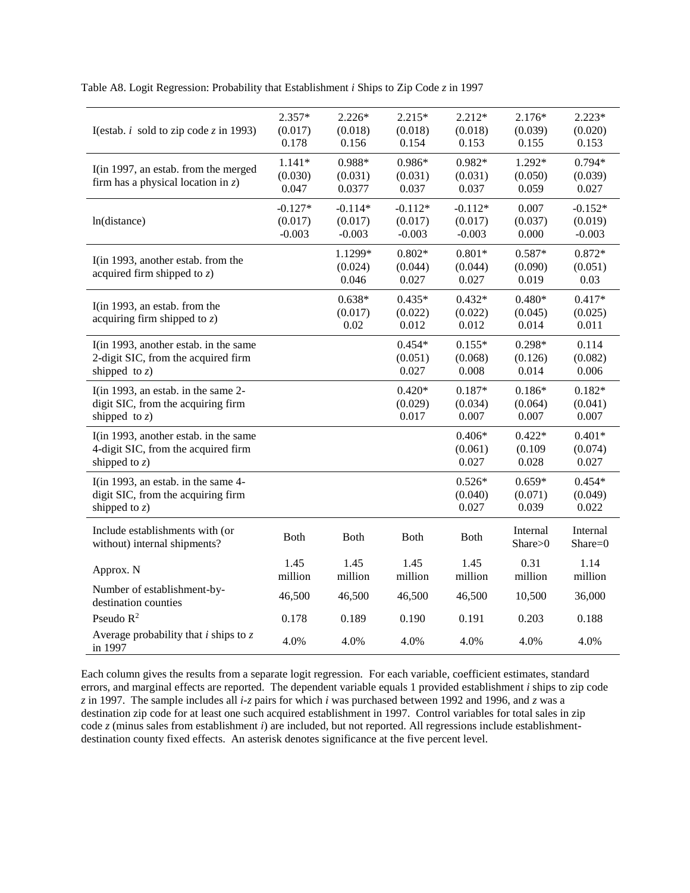Table A8. Logit Regression: Probability that Establishment *i* Ships to Zip Code *z* in 1997

| | (1) | (2) | (3) | (4) | (5) | (6) |
|---|---|---|---|---|---|---|
| I(estab. *i* sold to zip code *z* in 1993) | 2.357*<br>(0.017)<br>0.178 | 2.226*<br>(0.018)<br>0.156 | 2.215*<br>(0.018)<br>0.154 | 2.212*<br>(0.018)<br>0.153 | 2.176*<br>(0.039)<br>0.155 | 2.223*<br>(0.020)<br>0.153 |
| I(in 1997, an estab. from the merged firm has a physical location in *z*) | 1.141*<br>(0.030)<br>0.047 | 0.988*<br>(0.031)<br>0.0377 | 0.986*<br>(0.031)<br>0.037 | 0.982*<br>(0.031)<br>0.037 | 1.292*<br>(0.050)<br>0.059 | 0.794*<br>(0.039)<br>0.027 |
| ln(distance) | -0.127*<br>(0.017)<br>-0.003 | -0.114*<br>(0.017)<br>-0.003 | -0.112*<br>(0.017)<br>-0.003 | -0.112*<br>(0.017)<br>-0.003 | 0.007<br>(0.037)<br>0.000 | -0.152*<br>(0.019)<br>-0.003 |
| I(in 1993, another estab. from the acquired firm shipped to *z*) | | 1.1299*<br>(0.024)<br>0.046 | 0.802*<br>(0.044)<br>0.027 | 0.801*<br>(0.044)<br>0.027 | 0.587*<br>(0.090)<br>0.019 | 0.872*<br>(0.051)<br>0.03 |
| I(in 1993, an estab. from the acquiring firm shipped to *z*) | | 0.638*<br>(0.017)<br>0.02 | 0.435*<br>(0.022)<br>0.012 | 0.432*<br>(0.022)<br>0.012 | 0.480*<br>(0.045)<br>0.014 | 0.417*<br>(0.025)<br>0.011 |
| I(in 1993, another estab. in the same 2-digit SIC, from the acquired firm shipped to *z*) | | | 0.454*<br>(0.051)<br>0.027 | 0.155*<br>(0.068)<br>0.008 | 0.298*<br>(0.126)<br>0.014 | 0.114<br>(0.082)<br>0.006 |
| I(in 1993, an estab. in the same 2-digit SIC, from the acquiring firm shipped to *z*) | | | 0.420*<br>(0.029)<br>0.017 | 0.187*<br>(0.034)<br>0.007 | 0.186*<br>(0.064)<br>0.007 | 0.182*<br>(0.041)<br>0.007 |
| I(in 1993, another estab. in the same 4-digit SIC, from the acquired firm shipped to *z*) | | | | 0.406*<br>(0.061)<br>0.027 | 0.422*<br>(0.109<br>0.028 | 0.401*<br>(0.074)<br>0.027 |
| I(in 1993, an estab. in the same 4-digit SIC, from the acquiring firm shipped to *z*) | | | | 0.526*<br>(0.040)<br>0.027 | 0.659*<br>(0.071)<br>0.039 | 0.454*<br>(0.049)<br>0.022 |
| Include establishments with (or without) internal shipments? | Both | Both | Both | Both | Internal Share>0 | Internal Share=0 |
| Approx. N | 1.45 million | 1.45 million | 1.45 million | 1.45 million | 0.31 million | 1.14 million |
| Number of establishment-by-destination counties | 46,500 | 46,500 | 46,500 | 46,500 | 10,500 | 36,000 |
| Pseudo $R^2$ | 0.178 | 0.189 | 0.190 | 0.191 | 0.203 | 0.188 |
| Average probability that *i* ships to *z* in 1997 | 4.0% | 4.0% | 4.0% | 4.0% | 4.0% | 4.0% |

Each column gives the results from a separate logit regression. For each variable, coefficient estimates, standard errors, and marginal effects are reported. The dependent variable equals 1 provided establishment *i* ships to zip code *z* in 1997. The sample includes all *i*-*z* pairs for which *i* was purchased between 1992 and 1996, and *z* was a destination zip code for at least one such acquired establishment in 1997. Control variables for total sales in zip code *z* (minus sales from establishment *i*) are included, but not reported. All regressions include establishment-destination county fixed effects. An asterisk denotes significance at the five percent level.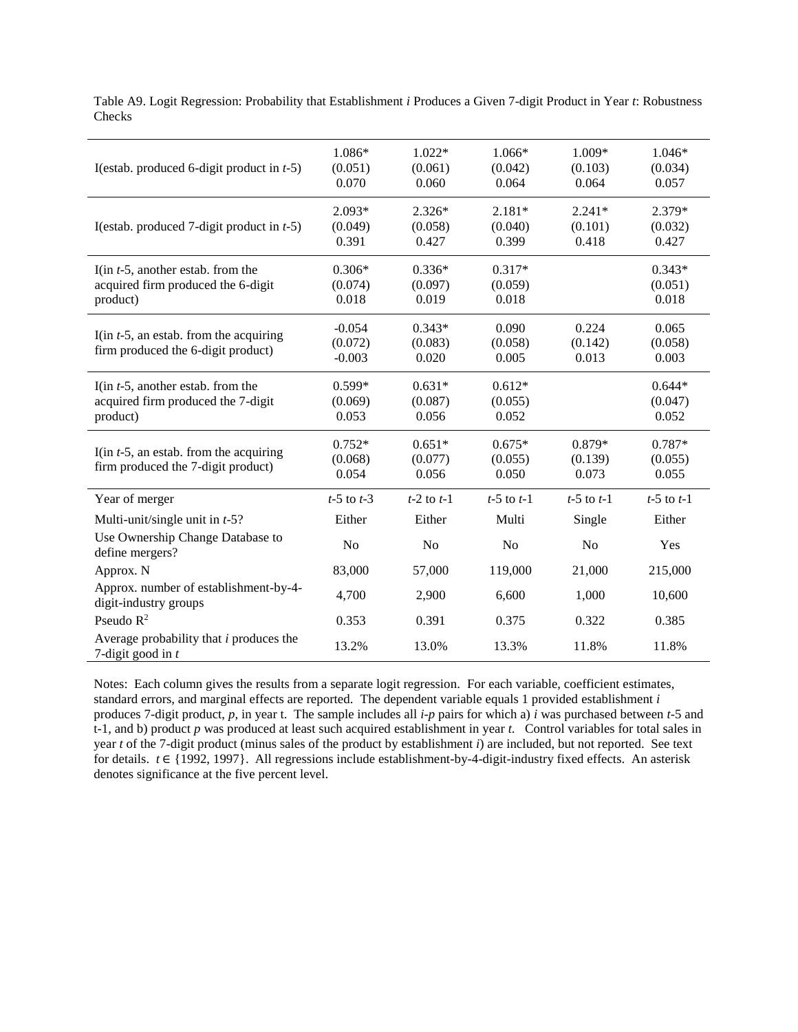Table A9. Logit Regression: Probability that Establishment *i* Produces a Given 7-digit Product in Year *t*: Robustness Checks

| | | | | | |
|---|---|---|---|---|---|
| I(estab. produced 6-digit product in *t*-5) | 1.086*<br>(0.051)<br>0.070 | 1.022*<br>(0.061)<br>0.060 | 1.066*<br>(0.042)<br>0.064 | 1.009*<br>(0.103)<br>0.064 | 1.046*<br>(0.034)<br>0.057 |
| I(estab. produced 7-digit product in *t*-5) | 2.093*<br>(0.049)<br>0.391 | 2.326*<br>(0.058)<br>0.427 | 2.181*<br>(0.040)<br>0.399 | 2.241*<br>(0.101)<br>0.418 | 2.379*<br>(0.032)<br>0.427 |
| I(in *t*-5, another estab. from the acquired firm produced the 6-digit product) | 0.306*<br>(0.074)<br>0.018 | 0.336*<br>(0.097)<br>0.019 | 0.317*<br>(0.059)<br>0.018 | | 0.343*<br>(0.051)<br>0.018 |
| I(in *t*-5, an estab. from the acquiring firm produced the 6-digit product) | -0.054<br>(0.072)<br>-0.003 | 0.343*<br>(0.083)<br>0.020 | 0.090<br>(0.058)<br>0.005 | 0.224<br>(0.142)<br>0.013 | 0.065<br>(0.058)<br>0.003 |
| I(in *t*-5, another estab. from the acquired firm produced the 7-digit product) | 0.599*<br>(0.069)<br>0.053 | 0.631*<br>(0.087)<br>0.056 | 0.612*<br>(0.055)<br>0.052 | | 0.644*<br>(0.047)<br>0.052 |
| I(in *t*-5, an estab. from the acquiring firm produced the 7-digit product) | 0.752*<br>(0.068)<br>0.054 | 0.651*<br>(0.077)<br>0.056 | 0.675*<br>(0.055)<br>0.050 | 0.879*<br>(0.139)<br>0.073 | 0.787*<br>(0.055)<br>0.055 |
| Year of merger | *t*-5 to *t*-3 | *t*-2 to *t*-1 | *t*-5 to *t*-1 | *t*-5 to *t*-1 | *t*-5 to *t*-1 |
| Multi-unit/single unit in *t*-5? | Either | Either | Multi | Single | Either |
| Use Ownership Change Database to define mergers? | No | No | No | No | Yes |
| Approx. N | 83,000 | 57,000 | 119,000 | 21,000 | 215,000 |
| Approx. number of establishment-by-4-digit-industry groups | 4,700 | 2,900 | 6,600 | 1,000 | 10,600 |
| Pseudo $R^2$ | 0.353 | 0.391 | 0.375 | 0.322 | 0.385 |
| Average probability that *i* produces the 7-digit good in *t* | 13.2% | 13.0% | 13.3% | 11.8% | 11.8% |

Notes: Each column gives the results from a separate logit regression. For each variable, coefficient estimates, standard errors, and marginal effects are reported. The dependent variable equals 1 provided establishment *i* produces 7-digit product, *p*, in year t. The sample includes all *i*-*p* pairs for which a) *i* was purchased between *t*-5 and t-1, and b) product *p* was produced at least such acquired establishment in year *t*. Control variables for total sales in year *t* of the 7-digit product (minus sales of the product by establishment *i*) are included, but not reported. See text for details. $t \in \{1992, 1997\}$. All regressions include establishment-by-4-digit-industry fixed effects. An asterisk denotes significance at the five percent level.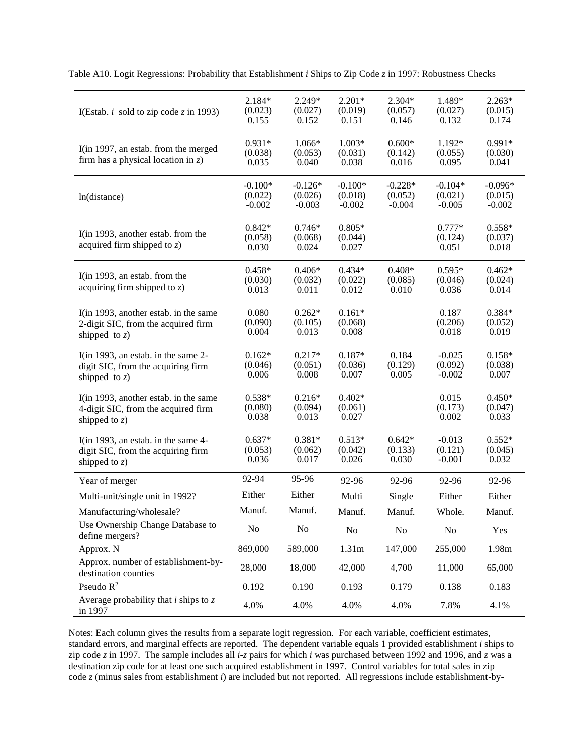Table A10. Logit Regressions: Probability that Establishment *i* Ships to Zip Code *z* in 1997: Robustness Checks

| | (1) | (2) | (3) | (4) | (5) | (6) |
|---|---|---|---|---|---|---|
| I(Estab. *i* sold to zip code *z* in 1993) | 2.184* (0.023) 0.155 | 2.249* (0.027) 0.152 | 2.201* (0.019) 0.151 | 2.304* (0.057) 0.146 | 1.489* (0.027) 0.132 | 2.263* (0.015) 0.174 |
| I(in 1997, an estab. from the merged firm has a physical location in *z*) | 0.931* (0.038) 0.035 | 1.066* (0.053) 0.040 | 1.003* (0.031) 0.038 | 0.600* (0.142) 0.016 | 1.192* (0.055) 0.095 | 0.991* (0.030) 0.041 |
| ln(distance) | -0.100* (0.022) -0.002 | -0.126* (0.026) -0.003 | -0.100* (0.018) -0.002 | -0.228* (0.052) -0.004 | -0.104* (0.021) -0.005 | -0.096* (0.015) -0.002 |
| I(in 1993, another estab. from the acquired firm shipped to *z*) | 0.842* (0.058) 0.030 | 0.746* (0.068) 0.024 | 0.805* (0.044) 0.027 | | 0.777* (0.124) 0.051 | 0.558* (0.037) 0.018 |
| I(in 1993, an estab. from the acquiring firm shipped to *z*) | 0.458* (0.030) 0.013 | 0.406* (0.032) 0.011 | 0.434* (0.022) 0.012 | 0.408* (0.085) 0.010 | 0.595* (0.046) 0.036 | 0.462* (0.024) 0.014 |
| I(in 1993, another estab. in the same 2-digit SIC, from the acquired firm shipped to *z*) | 0.080 (0.090) 0.004 | 0.262* (0.105) 0.013 | 0.161* (0.068) 0.008 | | 0.187 (0.206) 0.018 | 0.384* (0.052) 0.019 |
| I(in 1993, an estab. in the same 2-digit SIC, from the acquiring firm shipped to *z*) | 0.162* (0.046) 0.006 | 0.217* (0.051) 0.008 | 0.187* (0.036) 0.007 | 0.184 (0.129) 0.005 | -0.025 (0.092) -0.002 | 0.158* (0.038) 0.007 |
| I(in 1993, another estab. in the same 4-digit SIC, from the acquired firm shipped to *z*) | 0.538* (0.080) 0.038 | 0.216* (0.094) 0.013 | 0.402* (0.061) 0.027 | | 0.015 (0.173) 0.002 | 0.450* (0.047) 0.033 |
| I(in 1993, an estab. in the same 4-digit SIC, from the acquiring firm shipped to *z*) | 0.637* (0.053) 0.036 | 0.381* (0.062) 0.017 | 0.513* (0.042) 0.026 | 0.642* (0.133) 0.030 | -0.013 (0.121) -0.001 | 0.552* (0.045) 0.032 |
| Year of merger | 92-94 | 95-96 | 92-96 | 92-96 | 92-96 | 92-96 |
| Multi-unit/single unit in 1992? | Either | Either | Multi | Single | Either | Either |
| Manufacturing/wholesale? | Manuf. | Manuf. | Manuf. | Manuf. | Whole. | Manuf. |
| Use Ownership Change Database to define mergers? | No | No | No | No | No | Yes |
| Approx. N | 869,000 | 589,000 | 1.31m | 147,000 | 255,000 | 1.98m |
| Approx. number of establishment-by-destination counties | 28,000 | 18,000 | 42,000 | 4,700 | 11,000 | 65,000 |
| Pseudo $R^2$ | 0.192 | 0.190 | 0.193 | 0.179 | 0.138 | 0.183 |
| Average probability that *i* ships to *z* in 1997 | 4.0% | 4.0% | 4.0% | 4.0% | 7.8% | 4.1% |

Notes: Each column gives the results from a separate logit regression. For each variable, coefficient estimates, standard errors, and marginal effects are reported. The dependent variable equals 1 provided establishment *i* ships to zip code *z* in 1997. The sample includes all *i-z* pairs for which *i* was purchased between 1992 and 1996, and *z* was a destination zip code for at least one such acquired establishment in 1997. Control variables for total sales in zip code *z* (minus sales from establishment *i*) are included but not reported. All regressions include establishment-by-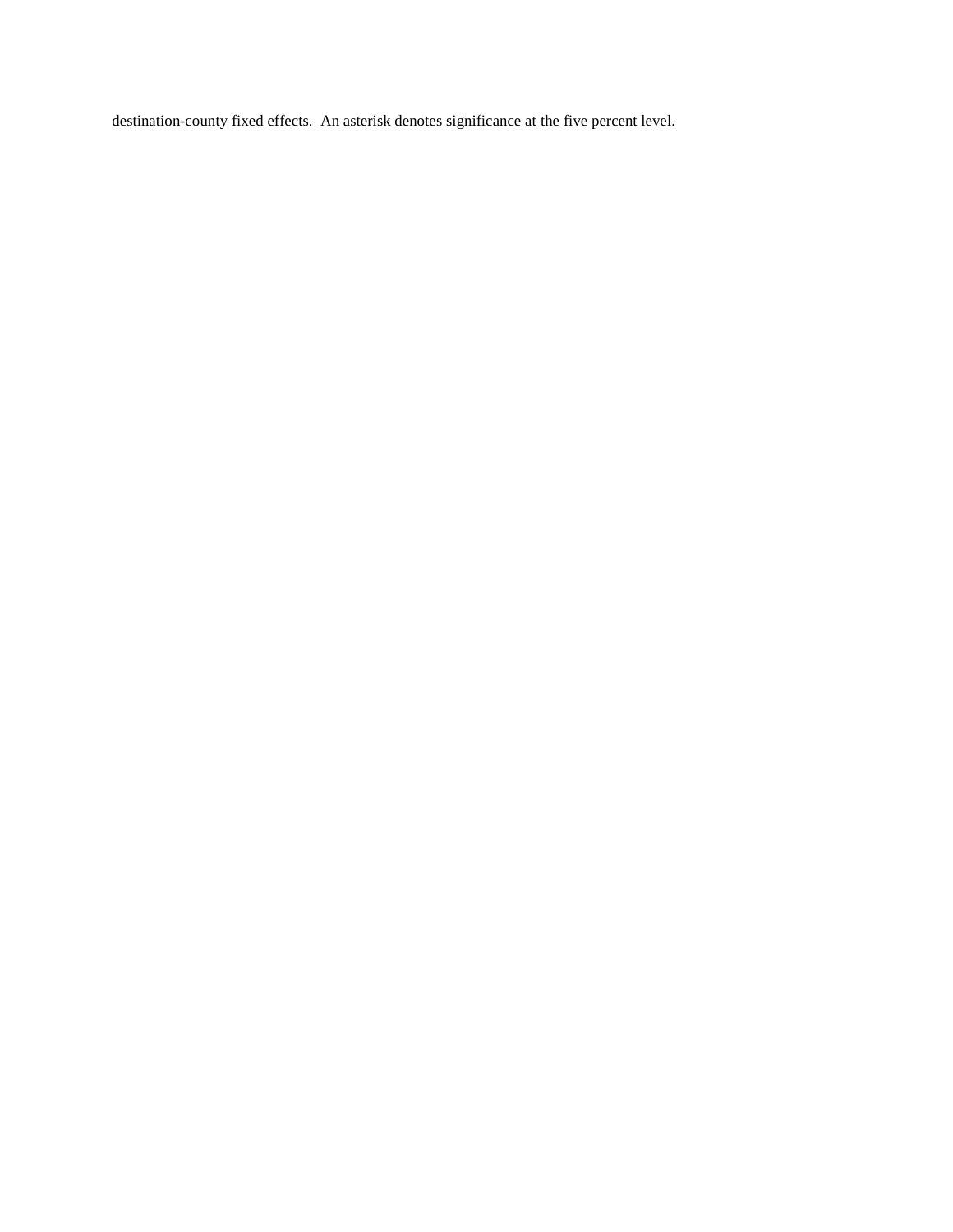destination-county fixed effects. An asterisk denotes significance at the five percent level.